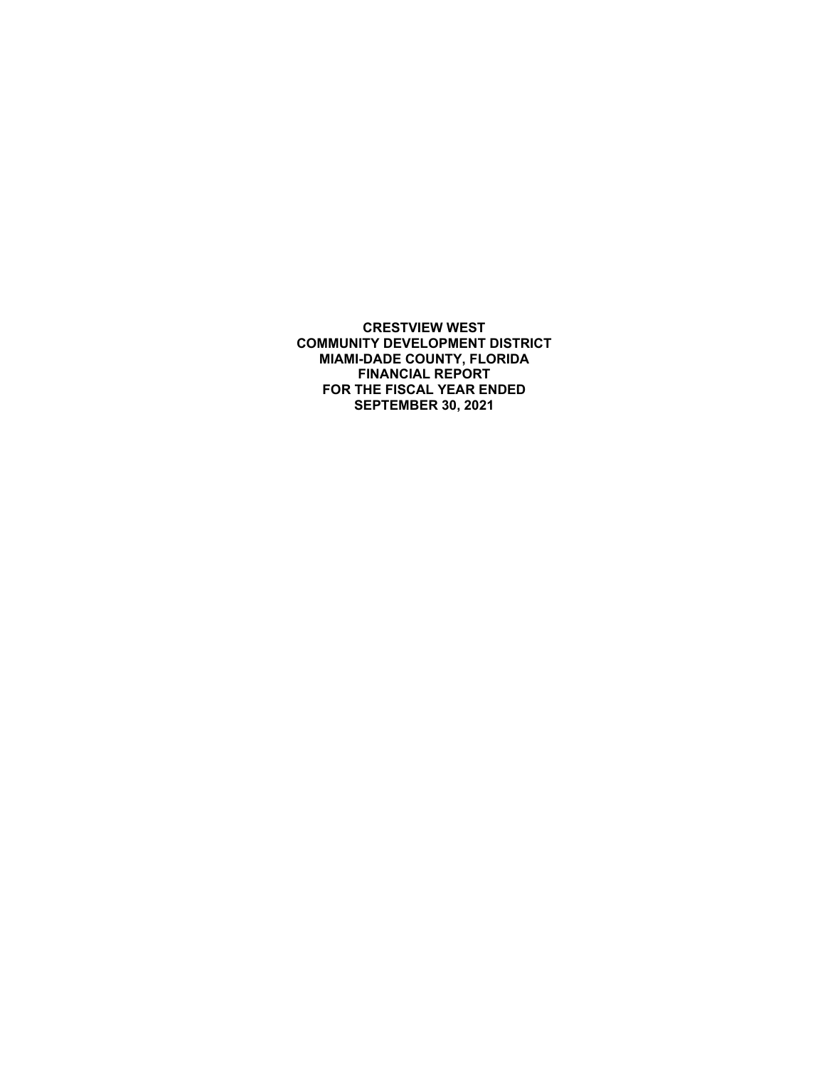**CRESTVIEW WEST**
**COMMUNITY DEVELOPMENT DISTRICT**
**MIAMI-DADE COUNTY, FLORIDA**
**FINANCIAL REPORT**
**FOR THE FISCAL YEAR ENDED**
**SEPTEMBER 30, 2021**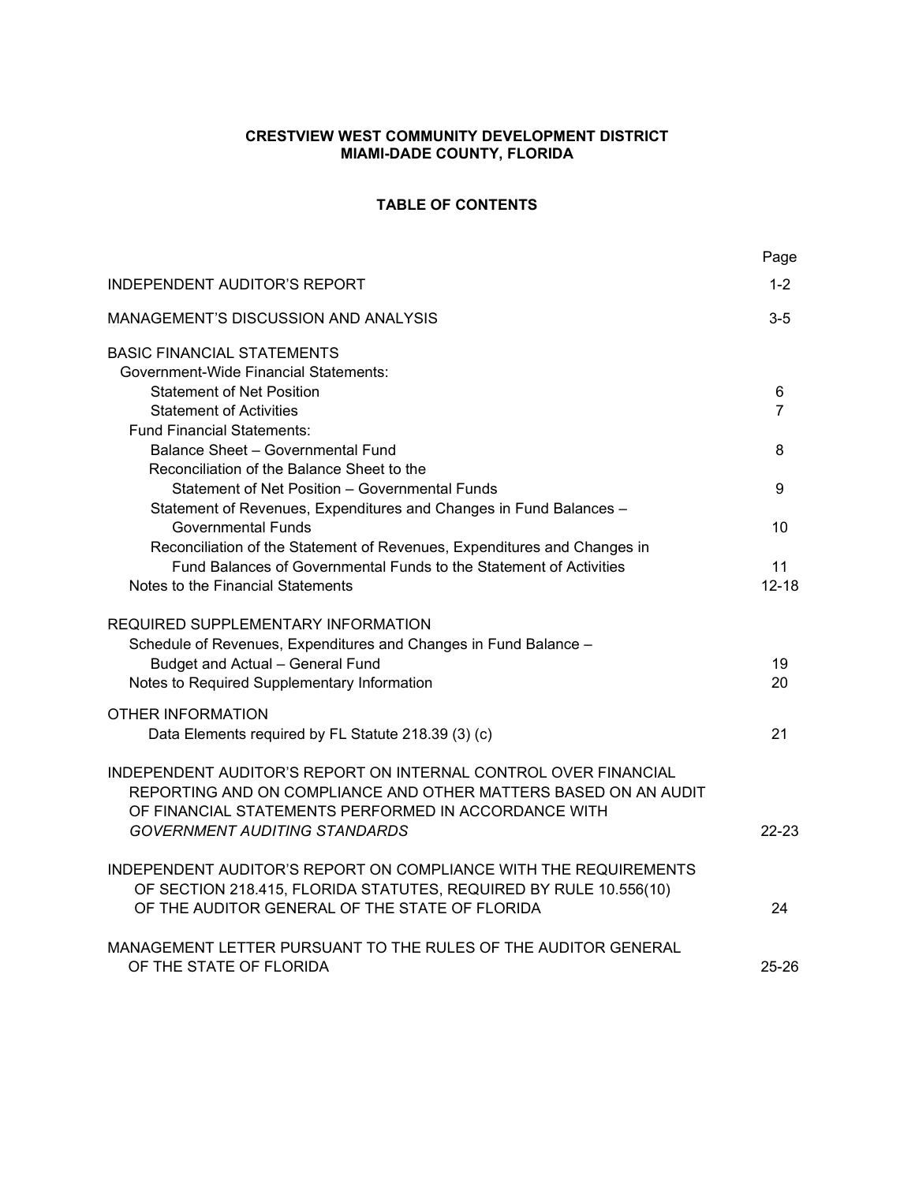**CRESTVIEW WEST COMMUNITY DEVELOPMENT DISTRICT**
**MIAMI-DADE COUNTY, FLORIDA**

**TABLE OF CONTENTS**

| | Page |
|---|---|
| INDEPENDENT AUDITOR'S REPORT | 1-2 |
| MANAGEMENT'S DISCUSSION AND ANALYSIS | 3-5 |
| BASIC FINANCIAL STATEMENTS | |
| Government-Wide Financial Statements: | |
| Statement of Net Position | 6 |
| Statement of Activities | 7 |
| Fund Financial Statements: | |
| Balance Sheet – Governmental Fund | 8 |
| Reconciliation of the Balance Sheet to the Statement of Net Position – Governmental Funds | 9 |
| Statement of Revenues, Expenditures and Changes in Fund Balances – Governmental Funds | 10 |
| Reconciliation of the Statement of Revenues, Expenditures and Changes in Fund Balances of Governmental Funds to the Statement of Activities | 11 |
| Notes to the Financial Statements | 12-18 |
| REQUIRED SUPPLEMENTARY INFORMATION | |
| Schedule of Revenues, Expenditures and Changes in Fund Balance – Budget and Actual – General Fund | 19 |
| Notes to Required Supplementary Information | 20 |
| OTHER INFORMATION | |
| Data Elements required by FL Statute 218.39 (3) (c) | 21 |
| INDEPENDENT AUDITOR'S REPORT ON INTERNAL CONTROL OVER FINANCIAL REPORTING AND ON COMPLIANCE AND OTHER MATTERS BASED ON AN AUDIT OF FINANCIAL STATEMENTS PERFORMED IN ACCORDANCE WITH *GOVERNMENT AUDITING STANDARDS* | 22-23 |
| INDEPENDENT AUDITOR'S REPORT ON COMPLIANCE WITH THE REQUIREMENTS OF SECTION 218.415, FLORIDA STATUTES, REQUIRED BY RULE 10.556(10) OF THE AUDITOR GENERAL OF THE STATE OF FLORIDA | 24 |
| MANAGEMENT LETTER PURSUANT TO THE RULES OF THE AUDITOR GENERAL OF THE STATE OF FLORIDA | 25-26 |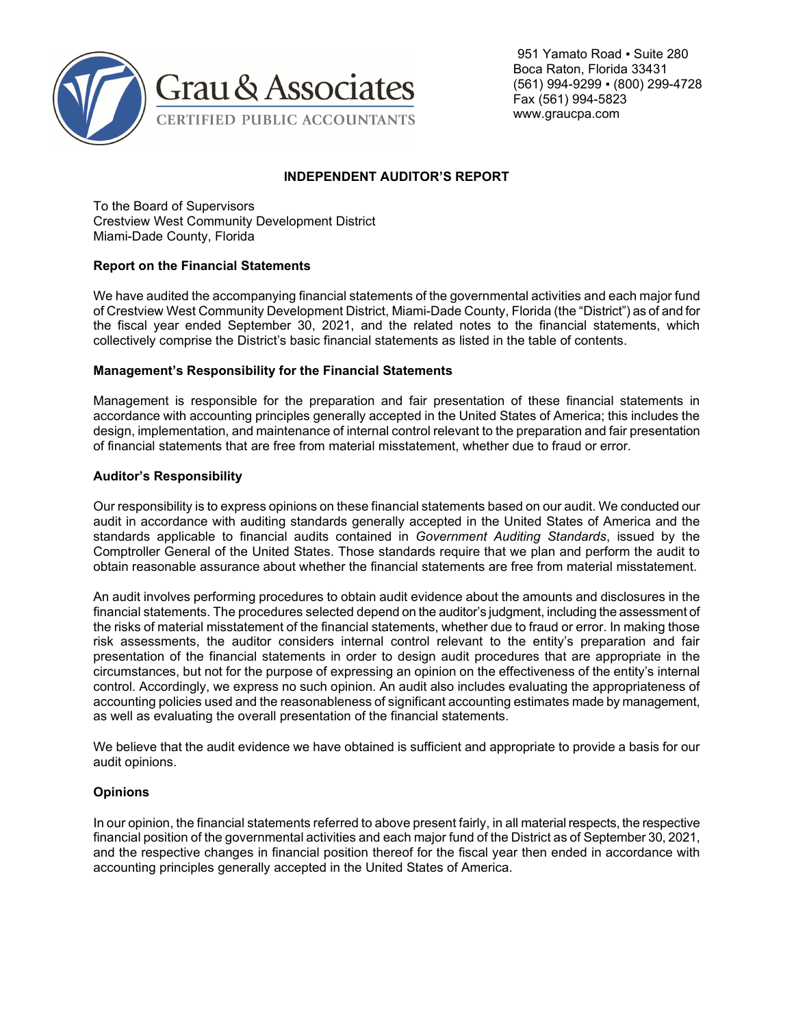Grau & Associates
CERTIFIED PUBLIC ACCOUNTANTS

951 Yamato Road ▪ Suite 280
Boca Raton, Florida 33431
(561) 994-9299 ▪ (800) 299-4728
Fax (561) 994-5823
www.graucpa.com

## INDEPENDENT AUDITOR'S REPORT

To the Board of Supervisors
Crestview West Community Development District
Miami-Dade County, Florida

### Report on the Financial Statements

We have audited the accompanying financial statements of the governmental activities and each major fund of Crestview West Community Development District, Miami-Dade County, Florida (the "District") as of and for the fiscal year ended September 30, 2021, and the related notes to the financial statements, which collectively comprise the District's basic financial statements as listed in the table of contents.

### Management's Responsibility for the Financial Statements

Management is responsible for the preparation and fair presentation of these financial statements in accordance with accounting principles generally accepted in the United States of America; this includes the design, implementation, and maintenance of internal control relevant to the preparation and fair presentation of financial statements that are free from material misstatement, whether due to fraud or error.

### Auditor's Responsibility

Our responsibility is to express opinions on these financial statements based on our audit. We conducted our audit in accordance with auditing standards generally accepted in the United States of America and the standards applicable to financial audits contained in *Government Auditing Standards*, issued by the Comptroller General of the United States. Those standards require that we plan and perform the audit to obtain reasonable assurance about whether the financial statements are free from material misstatement.

An audit involves performing procedures to obtain audit evidence about the amounts and disclosures in the financial statements. The procedures selected depend on the auditor's judgment, including the assessment of the risks of material misstatement of the financial statements, whether due to fraud or error. In making those risk assessments, the auditor considers internal control relevant to the entity's preparation and fair presentation of the financial statements in order to design audit procedures that are appropriate in the circumstances, but not for the purpose of expressing an opinion on the effectiveness of the entity's internal control. Accordingly, we express no such opinion. An audit also includes evaluating the appropriateness of accounting policies used and the reasonableness of significant accounting estimates made by management, as well as evaluating the overall presentation of the financial statements.

We believe that the audit evidence we have obtained is sufficient and appropriate to provide a basis for our audit opinions.

### Opinions

In our opinion, the financial statements referred to above present fairly, in all material respects, the respective financial position of the governmental activities and each major fund of the District as of September 30, 2021, and the respective changes in financial position thereof for the fiscal year then ended in accordance with accounting principles generally accepted in the United States of America.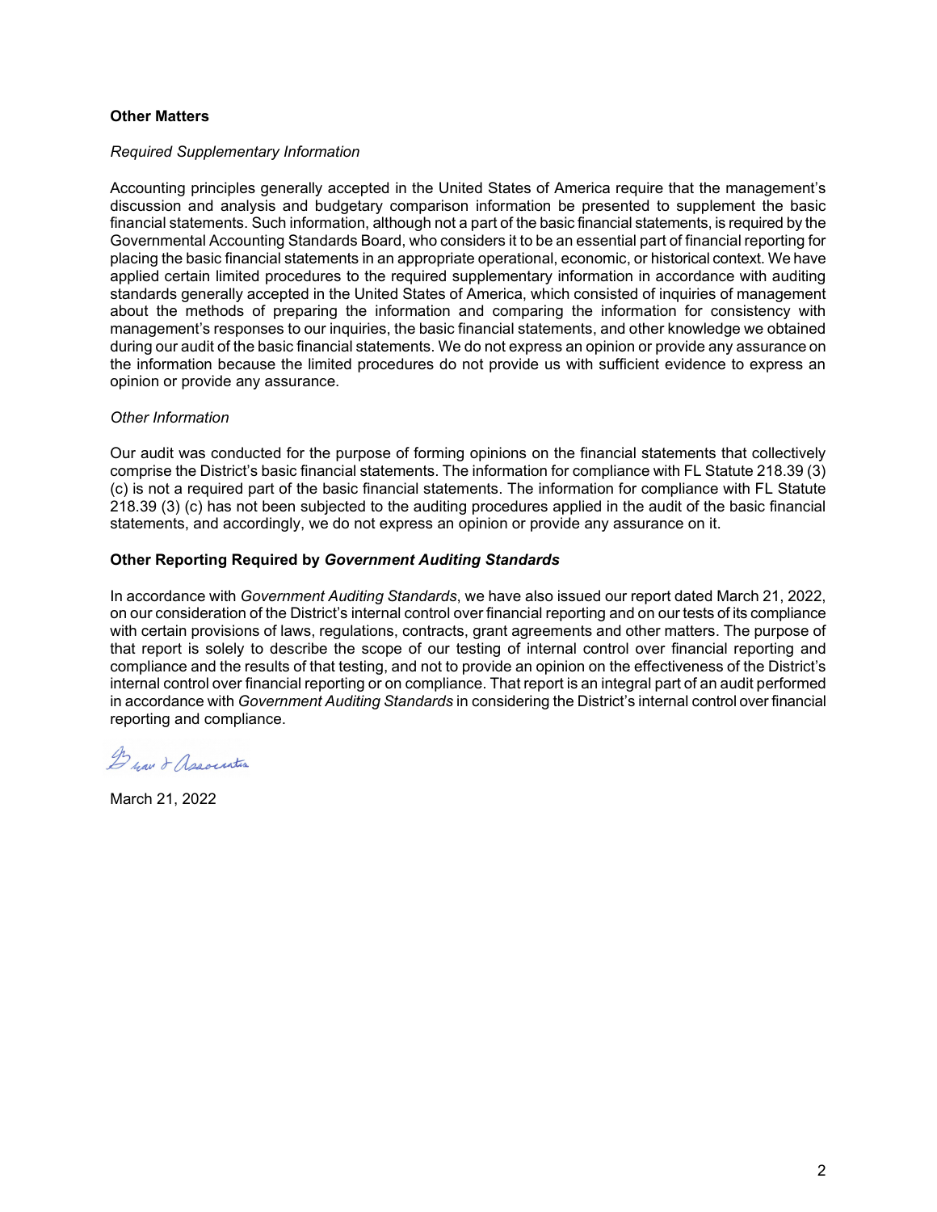## Other Matters

*Required Supplementary Information*

Accounting principles generally accepted in the United States of America require that the management's discussion and analysis and budgetary comparison information be presented to supplement the basic financial statements. Such information, although not a part of the basic financial statements, is required by the Governmental Accounting Standards Board, who considers it to be an essential part of financial reporting for placing the basic financial statements in an appropriate operational, economic, or historical context. We have applied certain limited procedures to the required supplementary information in accordance with auditing standards generally accepted in the United States of America, which consisted of inquiries of management about the methods of preparing the information and comparing the information for consistency with management's responses to our inquiries, the basic financial statements, and other knowledge we obtained during our audit of the basic financial statements. We do not express an opinion or provide any assurance on the information because the limited procedures do not provide us with sufficient evidence to express an opinion or provide any assurance.

*Other Information*

Our audit was conducted for the purpose of forming opinions on the financial statements that collectively comprise the District's basic financial statements. The information for compliance with FL Statute 218.39 (3) (c) is not a required part of the basic financial statements. The information for compliance with FL Statute 218.39 (3) (c) has not been subjected to the auditing procedures applied in the audit of the basic financial statements, and accordingly, we do not express an opinion or provide any assurance on it.

## Other Reporting Required by *Government Auditing Standards*

In accordance with *Government Auditing Standards*, we have also issued our report dated March 21, 2022, on our consideration of the District's internal control over financial reporting and on our tests of its compliance with certain provisions of laws, regulations, contracts, grant agreements and other matters. The purpose of that report is solely to describe the scope of our testing of internal control over financial reporting and compliance and the results of that testing, and not to provide an opinion on the effectiveness of the District's internal control over financial reporting or on compliance. That report is an integral part of an audit performed in accordance with *Government Auditing Standards* in considering the District's internal control over financial reporting and compliance.

Grau & Associates

March 21, 2022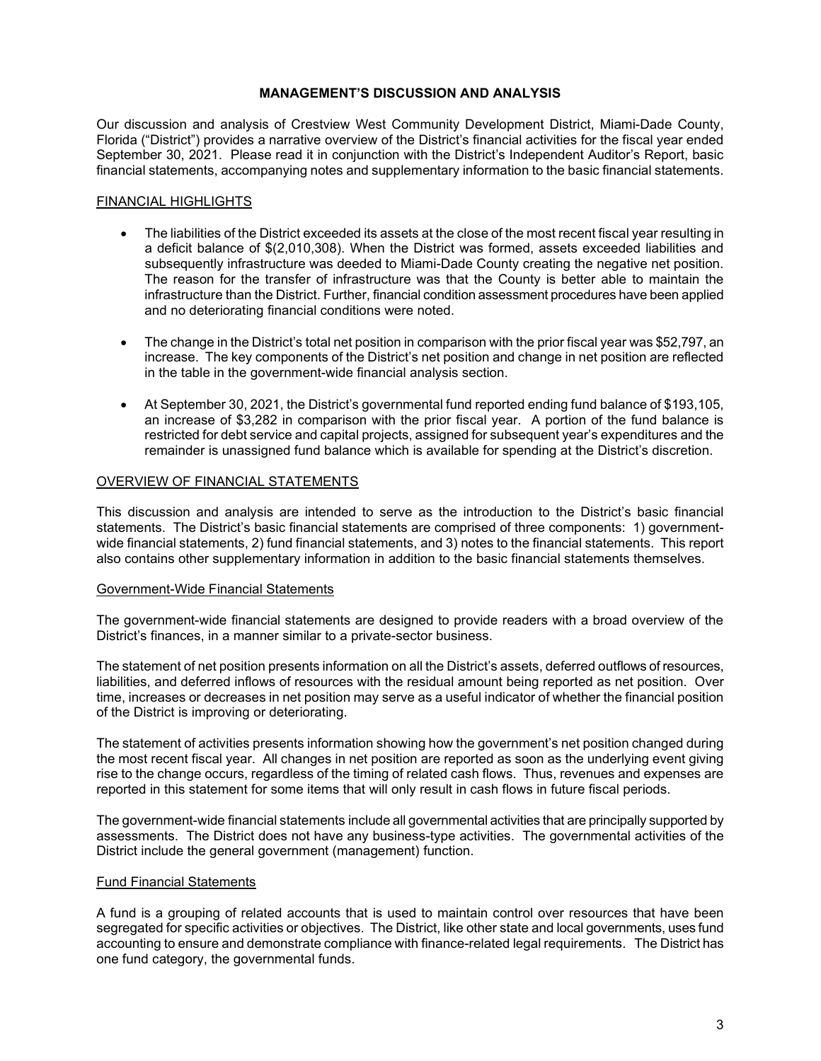# MANAGEMENT'S DISCUSSION AND ANALYSIS

Our discussion and analysis of Crestview West Community Development District, Miami-Dade County, Florida ("District") provides a narrative overview of the District's financial activities for the fiscal year ended September 30, 2021. Please read it in conjunction with the District's Independent Auditor's Report, basic financial statements, accompanying notes and supplementary information to the basic financial statements.

## FINANCIAL HIGHLIGHTS

- The liabilities of the District exceeded its assets at the close of the most recent fiscal year resulting in a deficit balance of $(2,010,308). When the District was formed, assets exceeded liabilities and subsequently infrastructure was deeded to Miami-Dade County creating the negative net position. The reason for the transfer of infrastructure was that the County is better able to maintain the infrastructure than the District. Further, financial condition assessment procedures have been applied and no deteriorating financial conditions were noted.

- The change in the District's total net position in comparison with the prior fiscal year was $52,797, an increase. The key components of the District's net position and change in net position are reflected in the table in the government-wide financial analysis section.

- At September 30, 2021, the District's governmental fund reported ending fund balance of $193,105, an increase of $3,282 in comparison with the prior fiscal year. A portion of the fund balance is restricted for debt service and capital projects, assigned for subsequent year's expenditures and the remainder is unassigned fund balance which is available for spending at the District's discretion.

## OVERVIEW OF FINANCIAL STATEMENTS

This discussion and analysis are intended to serve as the introduction to the District's basic financial statements. The District's basic financial statements are comprised of three components: 1) government-wide financial statements, 2) fund financial statements, and 3) notes to the financial statements. This report also contains other supplementary information in addition to the basic financial statements themselves.

### Government-Wide Financial Statements

The government-wide financial statements are designed to provide readers with a broad overview of the District's finances, in a manner similar to a private-sector business.

The statement of net position presents information on all the District's assets, deferred outflows of resources, liabilities, and deferred inflows of resources with the residual amount being reported as net position. Over time, increases or decreases in net position may serve as a useful indicator of whether the financial position of the District is improving or deteriorating.

The statement of activities presents information showing how the government's net position changed during the most recent fiscal year. All changes in net position are reported as soon as the underlying event giving rise to the change occurs, regardless of the timing of related cash flows. Thus, revenues and expenses are reported in this statement for some items that will only result in cash flows in future fiscal periods.

The government-wide financial statements include all governmental activities that are principally supported by assessments. The District does not have any business-type activities. The governmental activities of the District include the general government (management) function.

### Fund Financial Statements

A fund is a grouping of related accounts that is used to maintain control over resources that have been segregated for specific activities or objectives. The District, like other state and local governments, uses fund accounting to ensure and demonstrate compliance with finance-related legal requirements. The District has one fund category, the governmental funds.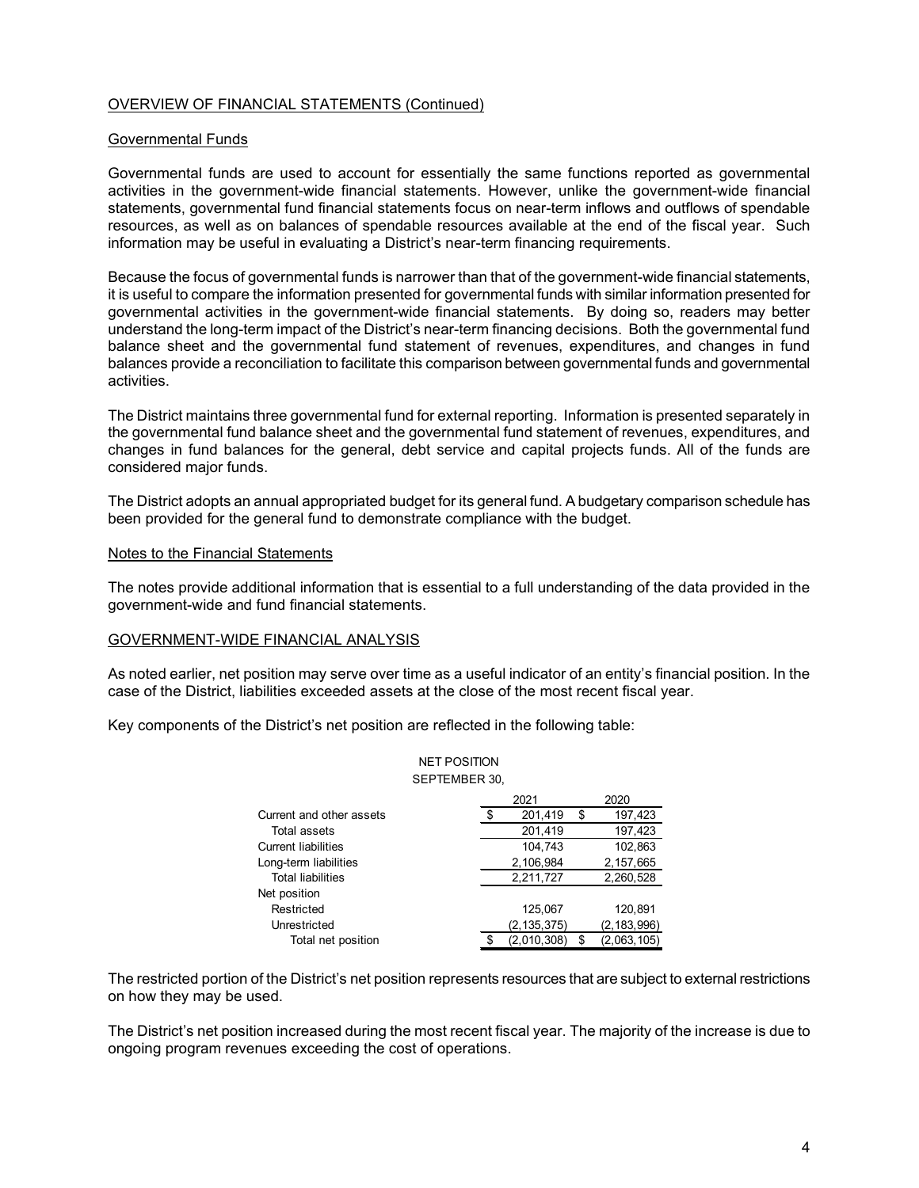## OVERVIEW OF FINANCIAL STATEMENTS (Continued)

### Governmental Funds

Governmental funds are used to account for essentially the same functions reported as governmental activities in the government-wide financial statements. However, unlike the government-wide financial statements, governmental fund financial statements focus on near-term inflows and outflows of spendable resources, as well as on balances of spendable resources available at the end of the fiscal year. Such information may be useful in evaluating a District's near-term financing requirements.

Because the focus of governmental funds is narrower than that of the government-wide financial statements, it is useful to compare the information presented for governmental funds with similar information presented for governmental activities in the government-wide financial statements. By doing so, readers may better understand the long-term impact of the District's near-term financing decisions. Both the governmental fund balance sheet and the governmental fund statement of revenues, expenditures, and changes in fund balances provide a reconciliation to facilitate this comparison between governmental funds and governmental activities.

The District maintains three governmental fund for external reporting. Information is presented separately in the governmental fund balance sheet and the governmental fund statement of revenues, expenditures, and changes in fund balances for the general, debt service and capital projects funds. All of the funds are considered major funds.

The District adopts an annual appropriated budget for its general fund. A budgetary comparison schedule has been provided for the general fund to demonstrate compliance with the budget.

### Notes to the Financial Statements

The notes provide additional information that is essential to a full understanding of the data provided in the government-wide and fund financial statements.

## GOVERNMENT-WIDE FINANCIAL ANALYSIS

As noted earlier, net position may serve over time as a useful indicator of an entity's financial position. In the case of the District, liabilities exceeded assets at the close of the most recent fiscal year.

Key components of the District's net position are reflected in the following table:

NET POSITION
SEPTEMBER 30,

| | 2021 | 2020 |
|---|---|---|
| Current and other assets | $ 201,419 | $ 197,423 |
| Total assets | 201,419 | 197,423 |
| Current liabilities | 104,743 | 102,863 |
| Long-term liabilities | 2,106,984 | 2,157,665 |
| Total liabilities | 2,211,727 | 2,260,528 |
| Net position | | |
| Restricted | 125,067 | 120,891 |
| Unrestricted | (2,135,375) | (2,183,996) |
| Total net position | $ (2,010,308) | $ (2,063,105) |

The restricted portion of the District's net position represents resources that are subject to external restrictions on how they may be used.

The District's net position increased during the most recent fiscal year. The majority of the increase is due to ongoing program revenues exceeding the cost of operations.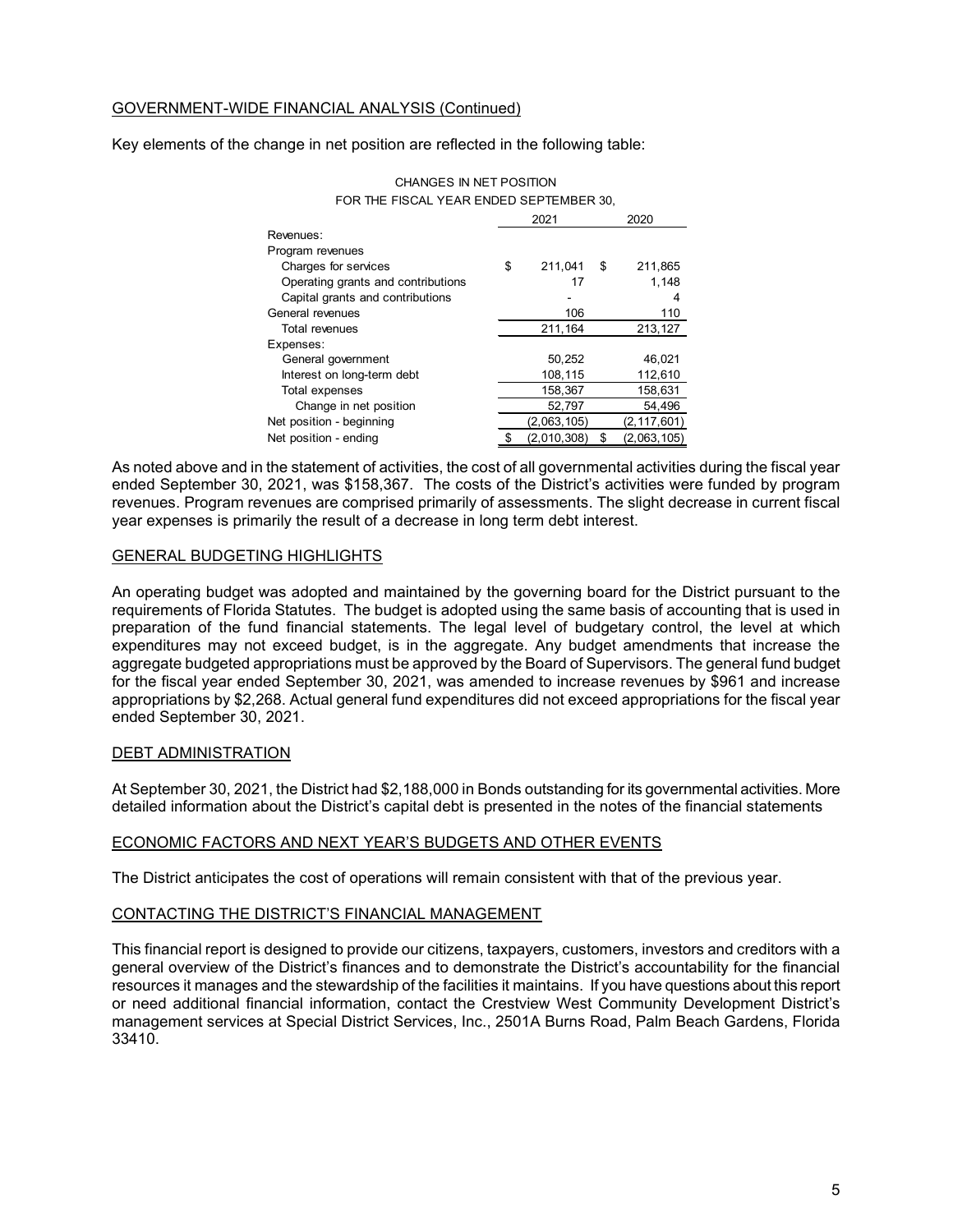## GOVERNMENT-WIDE FINANCIAL ANALYSIS (Continued)

Key elements of the change in net position are reflected in the following table:

CHANGES IN NET POSITION
FOR THE FISCAL YEAR ENDED SEPTEMBER 30,

| | 2021 | 2020 |
|---|---|---|
| Revenues: | | |
| Program revenues | | |
| Charges for services | $ 211,041 | $ 211,865 |
| Operating grants and contributions | 17 | 1,148 |
| Capital grants and contributions | - | 4 |
| General revenues | 106 | 110 |
| Total revenues | 211,164 | 213,127 |
| Expenses: | | |
| General government | 50,252 | 46,021 |
| Interest on long-term debt | 108,115 | 112,610 |
| Total expenses | 158,367 | 158,631 |
| Change in net position | 52,797 | 54,496 |
| Net position - beginning | (2,063,105) | (2,117,601) |
| Net position - ending | $ (2,010,308) | $ (2,063,105) |

As noted above and in the statement of activities, the cost of all governmental activities during the fiscal year ended September 30, 2021, was $158,367. The costs of the District's activities were funded by program revenues. Program revenues are comprised primarily of assessments. The slight decrease in current fiscal year expenses is primarily the result of a decrease in long term debt interest.

## GENERAL BUDGETING HIGHLIGHTS

An operating budget was adopted and maintained by the governing board for the District pursuant to the requirements of Florida Statutes. The budget is adopted using the same basis of accounting that is used in preparation of the fund financial statements. The legal level of budgetary control, the level at which expenditures may not exceed budget, is in the aggregate. Any budget amendments that increase the aggregate budgeted appropriations must be approved by the Board of Supervisors. The general fund budget for the fiscal year ended September 30, 2021, was amended to increase revenues by $961 and increase appropriations by $2,268. Actual general fund expenditures did not exceed appropriations for the fiscal year ended September 30, 2021.

## DEBT ADMINISTRATION

At September 30, 2021, the District had $2,188,000 in Bonds outstanding for its governmental activities. More detailed information about the District's capital debt is presented in the notes of the financial statements

## ECONOMIC FACTORS AND NEXT YEAR'S BUDGETS AND OTHER EVENTS

The District anticipates the cost of operations will remain consistent with that of the previous year.

## CONTACTING THE DISTRICT'S FINANCIAL MANAGEMENT

This financial report is designed to provide our citizens, taxpayers, customers, investors and creditors with a general overview of the District's finances and to demonstrate the District's accountability for the financial resources it manages and the stewardship of the facilities it maintains. If you have questions about this report or need additional financial information, contact the Crestview West Community Development District's management services at Special District Services, Inc., 2501A Burns Road, Palm Beach Gardens, Florida 33410.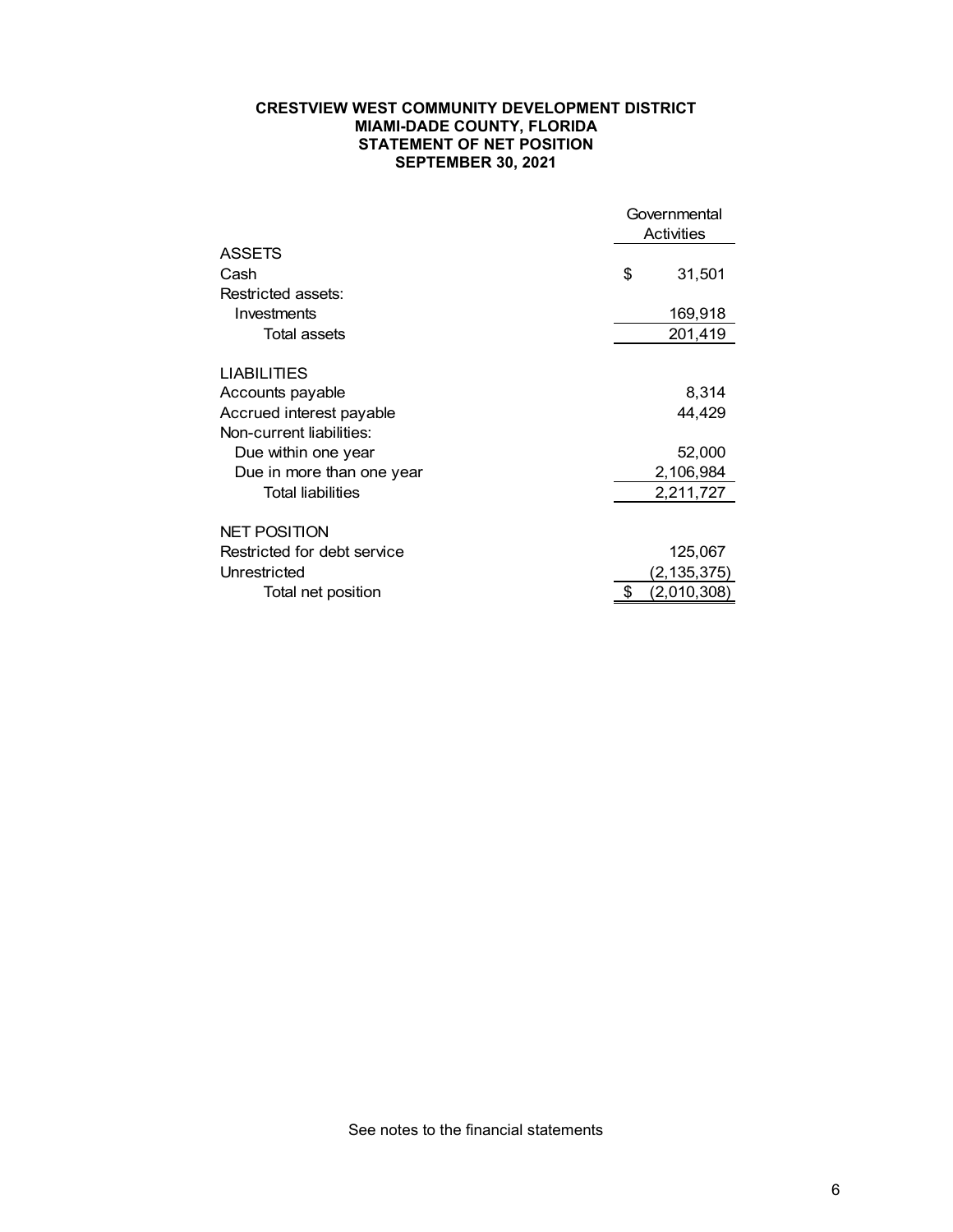**CRESTVIEW WEST COMMUNITY DEVELOPMENT DISTRICT**
**MIAMI-DADE COUNTY, FLORIDA**
**STATEMENT OF NET POSITION**
**SEPTEMBER 30, 2021**

| | Governmental Activities |
|---|---|
| ASSETS | |
| Cash | $ 31,501 |
| Restricted assets: | |
| Investments | 169,918 |
| Total assets | 201,419 |
| | |
| LIABILITIES | |
| Accounts payable | 8,314 |
| Accrued interest payable | 44,429 |
| Non-current liabilities: | |
| Due within one year | 52,000 |
| Due in more than one year | 2,106,984 |
| Total liabilities | 2,211,727 |
| | |
| NET POSITION | |
| Restricted for debt service | 125,067 |
| Unrestricted | (2,135,375) |
| Total net position | $ (2,010,308) |

See notes to the financial statements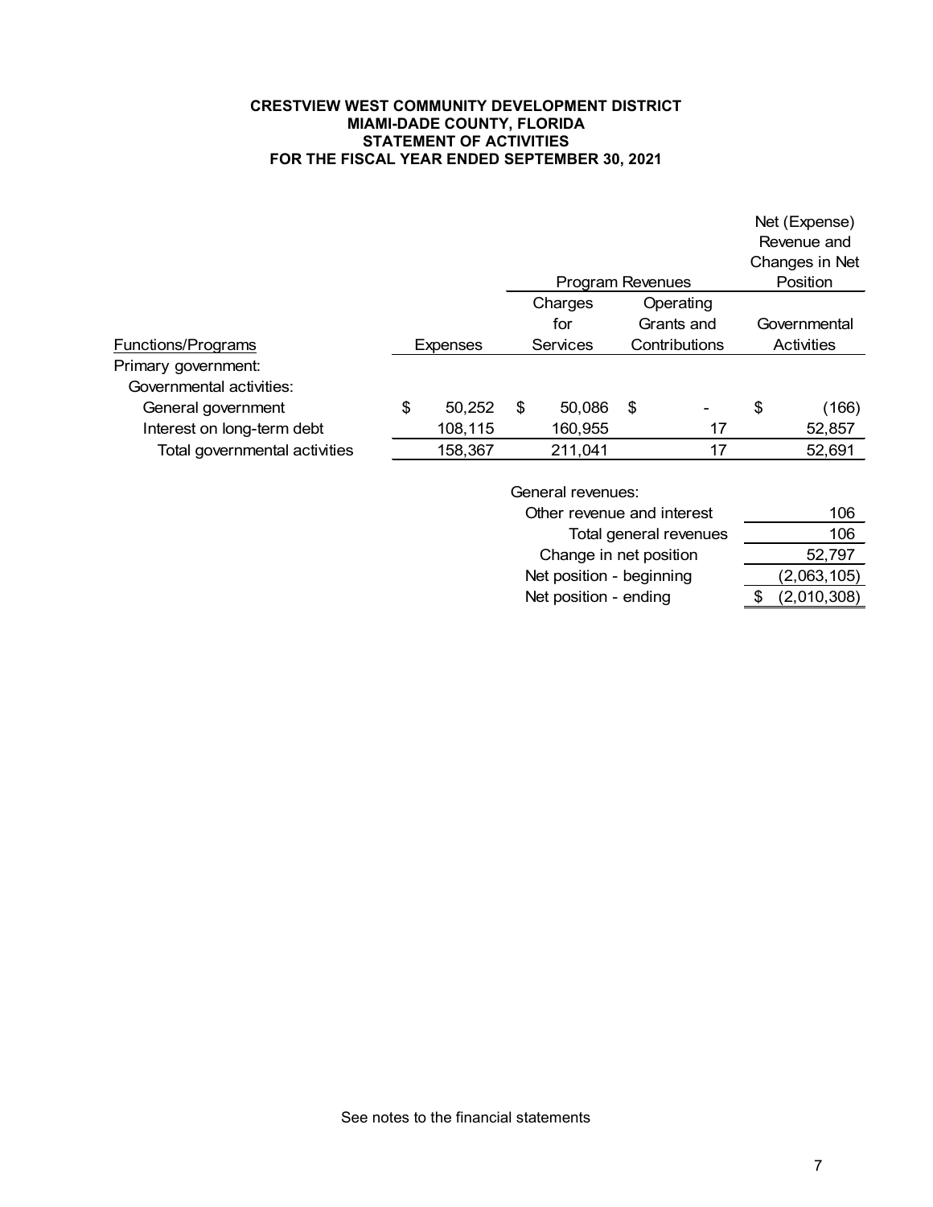**CRESTVIEW WEST COMMUNITY DEVELOPMENT DISTRICT**
**MIAMI-DADE COUNTY, FLORIDA**
**STATEMENT OF ACTIVITIES**
**FOR THE FISCAL YEAR ENDED SEPTEMBER 30, 2021**

| | | Program Revenues | | Net (Expense) Revenue and Changes in Net Position |
|---|---|---|---|---|
| Functions/Programs | Expenses | Charges for Services | Operating Grants and Contributions | Governmental Activities |
| Primary government: | | | | |
| Governmental activities: | | | | |
| General government | $ 50,252 | $ 50,086 | $ - | $ (166) |
| Interest on long-term debt | 108,115 | 160,955 | 17 | 52,857 |
| Total governmental activities | 158,367 | 211,041 | 17 | 52,691 |
| | | General revenues: | | |
| | | Other revenue and interest | | 106 |
| | | Total general revenues | | 106 |
| | | Change in net position | | 52,797 |
| | | Net position - beginning | | (2,063,105) |
| | | Net position - ending | | $ (2,010,308) |

See notes to the financial statements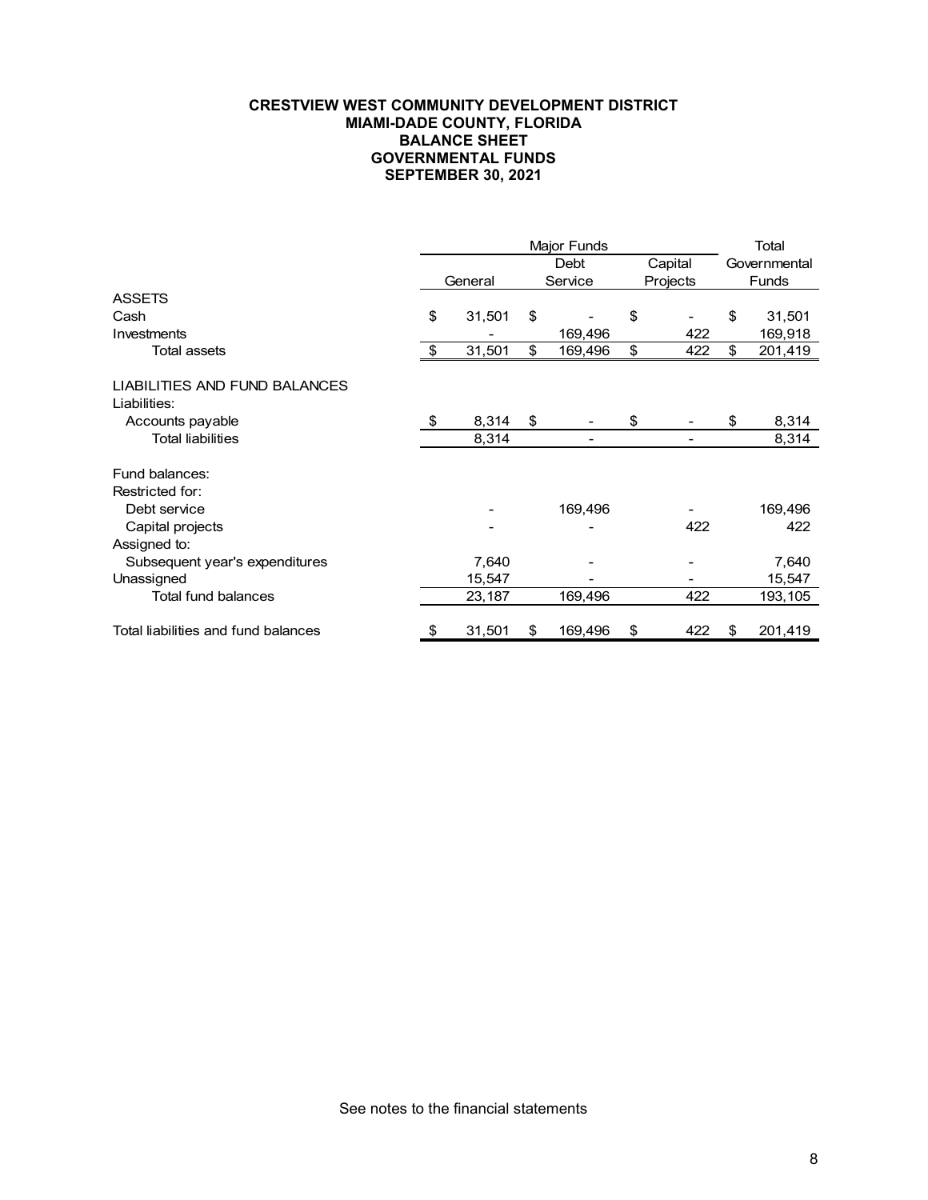**CRESTVIEW WEST COMMUNITY DEVELOPMENT DISTRICT**
**MIAMI-DADE COUNTY, FLORIDA**
**BALANCE SHEET**
**GOVERNMENTAL FUNDS**
**SEPTEMBER 30, 2021**

| | Major Funds | | | Total |
|---|---|---|---|---|
| | General | Debt Service | Capital Projects | Governmental Funds |
| ASSETS | | | | |
| Cash | $ 31,501 | $ - | $ - | $ 31,501 |
| Investments | - | 169,496 | 422 | 169,918 |
| Total assets | $ 31,501 | $ 169,496 | $ 422 | $ 201,419 |
| LIABILITIES AND FUND BALANCES | | | | |
| Liabilities: | | | | |
| Accounts payable | $ 8,314 | $ - | $ - | $ 8,314 |
| Total liabilities | 8,314 | - | - | 8,314 |
| Fund balances: | | | | |
| Restricted for: | | | | |
| Debt service | - | 169,496 | - | 169,496 |
| Capital projects | - | - | 422 | 422 |
| Assigned to: | | | | |
| Subsequent year's expenditures | 7,640 | - | - | 7,640 |
| Unassigned | 15,547 | - | - | 15,547 |
| Total fund balances | 23,187 | 169,496 | 422 | 193,105 |
| Total liabilities and fund balances | $ 31,501 | $ 169,496 | $ 422 | $ 201,419 |

See notes to the financial statements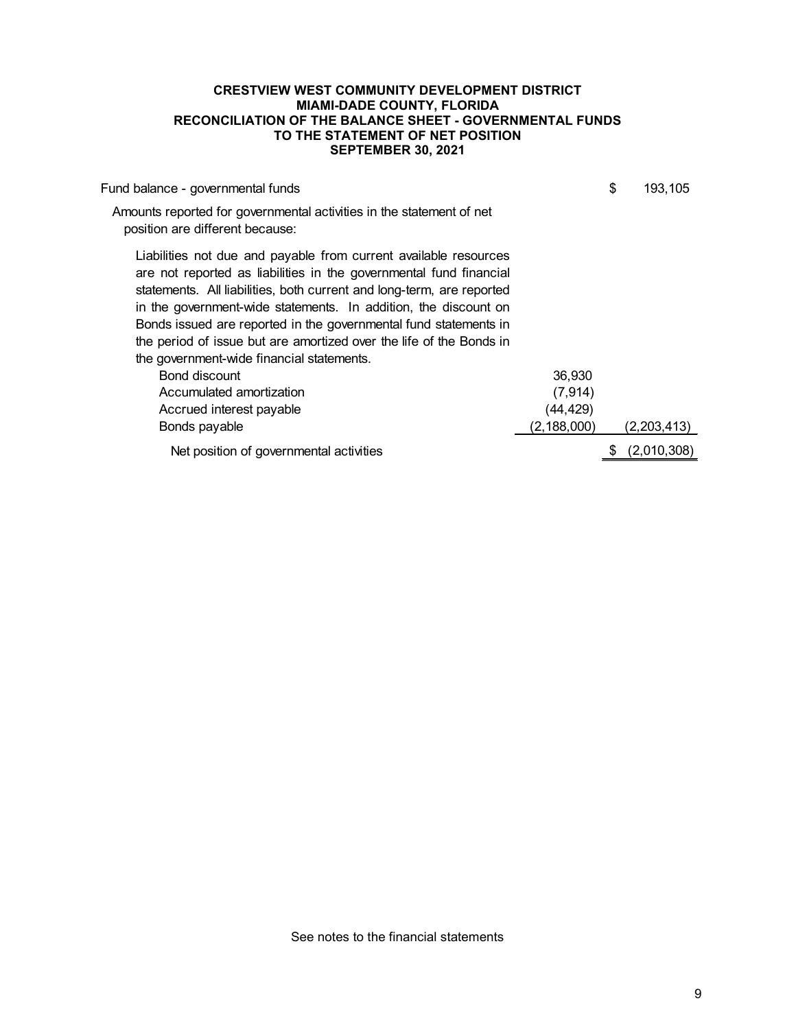**CRESTVIEW WEST COMMUNITY DEVELOPMENT DISTRICT**
**MIAMI-DADE COUNTY, FLORIDA**
**RECONCILIATION OF THE BALANCE SHEET - GOVERNMENTAL FUNDS**
**TO THE STATEMENT OF NET POSITION**
**SEPTEMBER 30, 2021**

| | | |
|---|---|---|
| Fund balance - governmental funds | | $ 193,105 |
| Amounts reported for governmental activities in the statement of net position are different because: | | |
| Liabilities not due and payable from current available resources are not reported as liabilities in the governmental fund financial statements. All liabilities, both current and long-term, are reported in the government-wide statements. In addition, the discount on Bonds issued are reported in the governmental fund statements in the period of issue but are amortized over the life of the Bonds in the government-wide financial statements. | | |
| Bond discount | 36,930 | |
| Accumulated amortization | (7,914) | |
| Accrued interest payable | (44,429) | |
| Bonds payable | (2,188,000) | (2,203,413) |
| Net position of governmental activities | | $ (2,010,308) |

See notes to the financial statements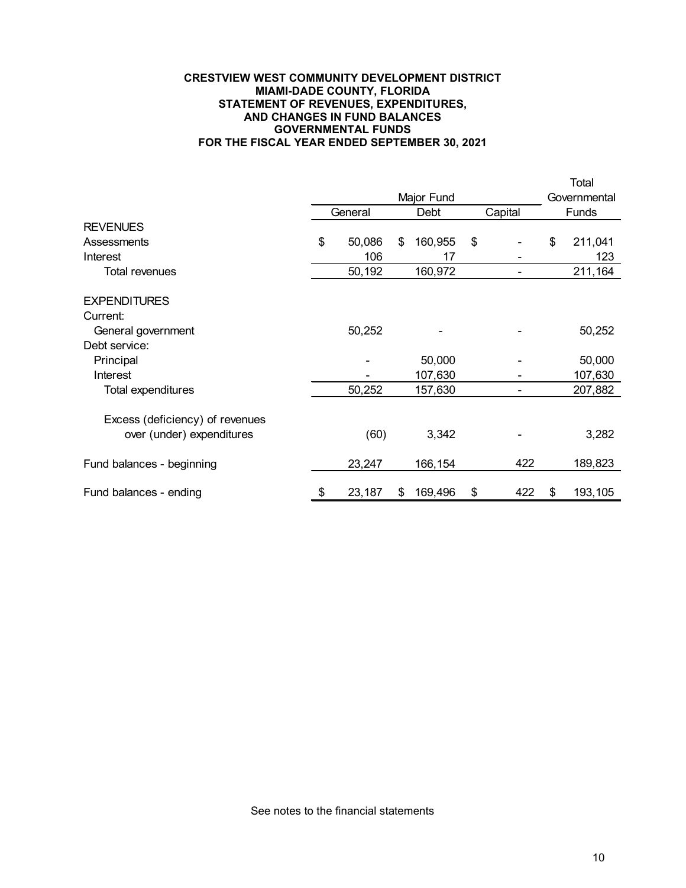**CRESTVIEW WEST COMMUNITY DEVELOPMENT DISTRICT**
**MIAMI-DADE COUNTY, FLORIDA**
**STATEMENT OF REVENUES, EXPENDITURES,**
**AND CHANGES IN FUND BALANCES**
**GOVERNMENTAL FUNDS**
**FOR THE FISCAL YEAR ENDED SEPTEMBER 30, 2021**

| | Major Fund | | | Total Governmental |
|---|---|---|---|---|
| | General | Debt | Capital | Funds |
| **REVENUES** | | | | |
| Assessments | $ 50,086 | $ 160,955 | $ - | $ 211,041 |
| Interest | 106 | 17 | - | 123 |
| Total revenues | 50,192 | 160,972 | - | 211,164 |
| | | | | |
| **EXPENDITURES** | | | | |
| Current: | | | | |
| General government | 50,252 | - | - | 50,252 |
| Debt service: | | | | |
| Principal | - | 50,000 | - | 50,000 |
| Interest | - | 107,630 | - | 107,630 |
| Total expenditures | 50,252 | 157,630 | - | 207,882 |
| | | | | |
| Excess (deficiency) of revenues over (under) expenditures | (60) | 3,342 | - | 3,282 |
| | | | | |
| Fund balances - beginning | 23,247 | 166,154 | 422 | 189,823 |
| | | | | |
| Fund balances - ending | $ 23,187 | $ 169,496 | $ 422 | $ 193,105 |

See notes to the financial statements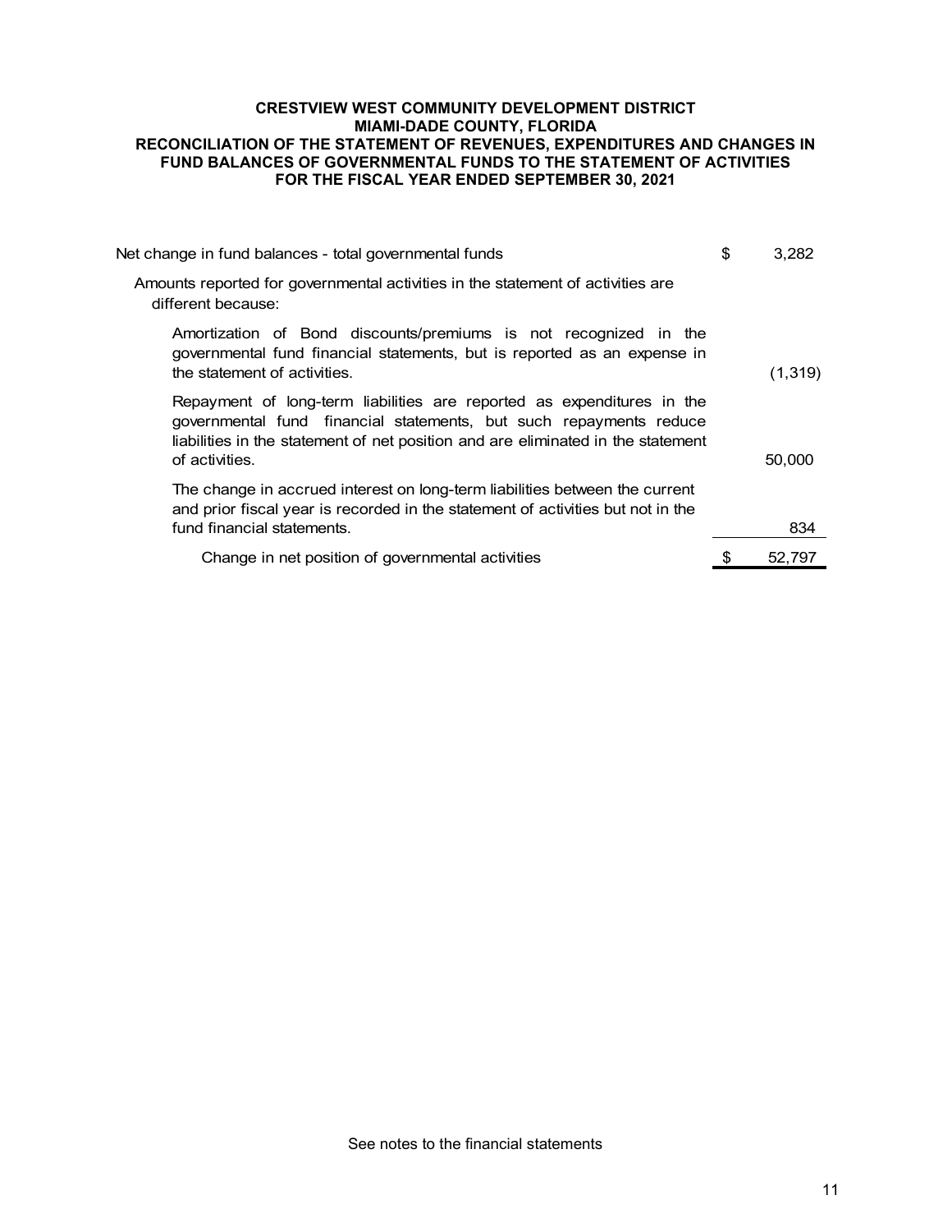**CRESTVIEW WEST COMMUNITY DEVELOPMENT DISTRICT**
**MIAMI-DADE COUNTY, FLORIDA**
**RECONCILIATION OF THE STATEMENT OF REVENUES, EXPENDITURES AND CHANGES IN FUND BALANCES OF GOVERNMENTAL FUNDS TO THE STATEMENT OF ACTIVITIES**
**FOR THE FISCAL YEAR ENDED SEPTEMBER 30, 2021**

| | |
|---|---|
| Net change in fund balances - total governmental funds | $ 3,282 |
| Amounts reported for governmental activities in the statement of activities are different because: | |
| Amortization of Bond discounts/premiums is not recognized in the governmental fund financial statements, but is reported as an expense in the statement of activities. | (1,319) |
| Repayment of long-term liabilities are reported as expenditures in the governmental fund financial statements, but such repayments reduce liabilities in the statement of net position and are eliminated in the statement of activities. | 50,000 |
| The change in accrued interest on long-term liabilities between the current and prior fiscal year is recorded in the statement of activities but not in the fund financial statements. | 834 |
| Change in net position of governmental activities | $ 52,797 |

See notes to the financial statements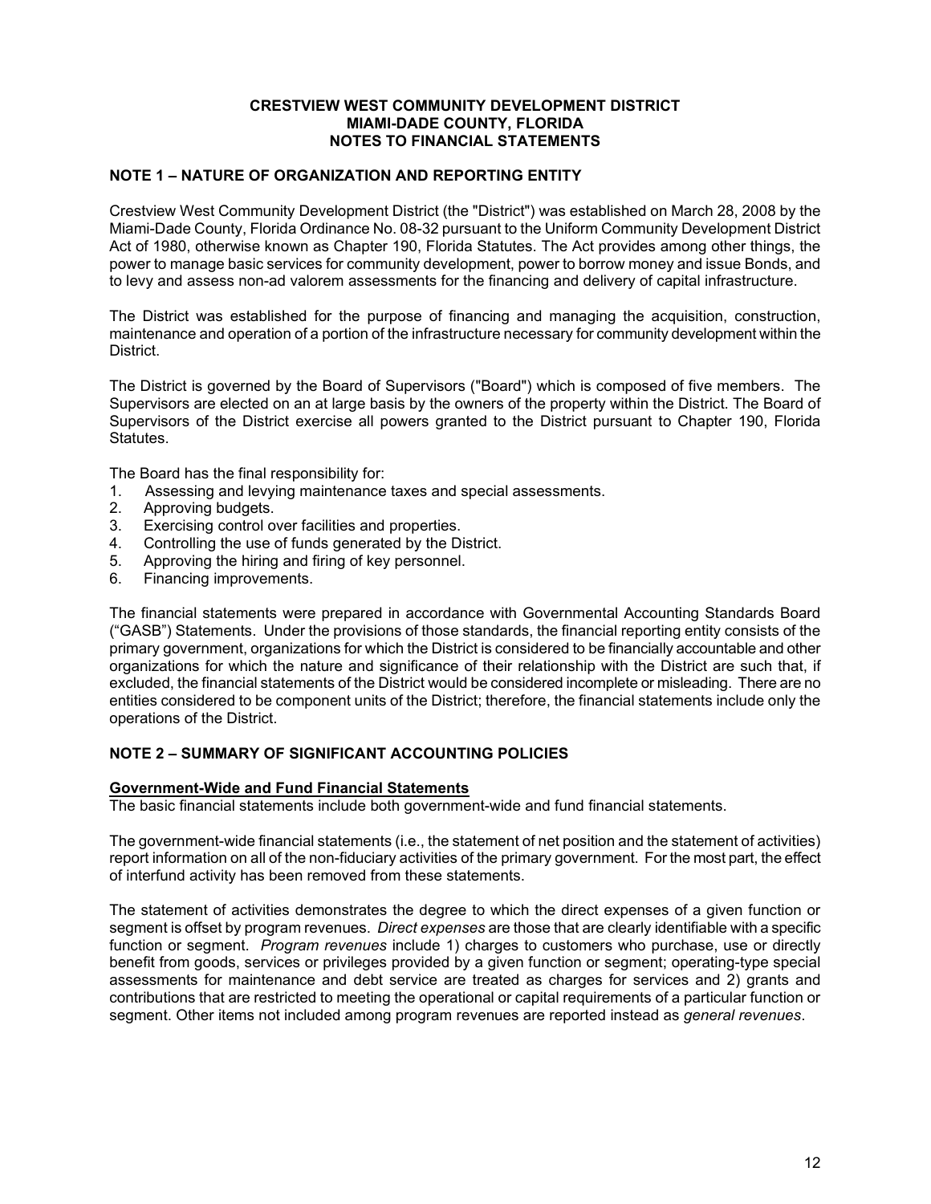# CRESTVIEW WEST COMMUNITY DEVELOPMENT DISTRICT
# MIAMI-DADE COUNTY, FLORIDA
# NOTES TO FINANCIAL STATEMENTS

## NOTE 1 – NATURE OF ORGANIZATION AND REPORTING ENTITY

Crestview West Community Development District (the "District") was established on March 28, 2008 by the Miami-Dade County, Florida Ordinance No. 08-32 pursuant to the Uniform Community Development District Act of 1980, otherwise known as Chapter 190, Florida Statutes. The Act provides among other things, the power to manage basic services for community development, power to borrow money and issue Bonds, and to levy and assess non-ad valorem assessments for the financing and delivery of capital infrastructure.

The District was established for the purpose of financing and managing the acquisition, construction, maintenance and operation of a portion of the infrastructure necessary for community development within the District.

The District is governed by the Board of Supervisors ("Board") which is composed of five members. The Supervisors are elected on an at large basis by the owners of the property within the District. The Board of Supervisors of the District exercise all powers granted to the District pursuant to Chapter 190, Florida Statutes.

The Board has the final responsibility for:

1. Assessing and levying maintenance taxes and special assessments.
2. Approving budgets.
3. Exercising control over facilities and properties.
4. Controlling the use of funds generated by the District.
5. Approving the hiring and firing of key personnel.
6. Financing improvements.

The financial statements were prepared in accordance with Governmental Accounting Standards Board ("GASB") Statements. Under the provisions of those standards, the financial reporting entity consists of the primary government, organizations for which the District is considered to be financially accountable and other organizations for which the nature and significance of their relationship with the District are such that, if excluded, the financial statements of the District would be considered incomplete or misleading. There are no entities considered to be component units of the District; therefore, the financial statements include only the operations of the District.

## NOTE 2 – SUMMARY OF SIGNIFICANT ACCOUNTING POLICIES

### Government-Wide and Fund Financial Statements

The basic financial statements include both government-wide and fund financial statements.

The government-wide financial statements (i.e., the statement of net position and the statement of activities) report information on all of the non-fiduciary activities of the primary government. For the most part, the effect of interfund activity has been removed from these statements.

The statement of activities demonstrates the degree to which the direct expenses of a given function or segment is offset by program revenues. *Direct expenses* are those that are clearly identifiable with a specific function or segment. *Program revenues* include 1) charges to customers who purchase, use or directly benefit from goods, services or privileges provided by a given function or segment; operating-type special assessments for maintenance and debt service are treated as charges for services and 2) grants and contributions that are restricted to meeting the operational or capital requirements of a particular function or segment. Other items not included among program revenues are reported instead as *general revenues*.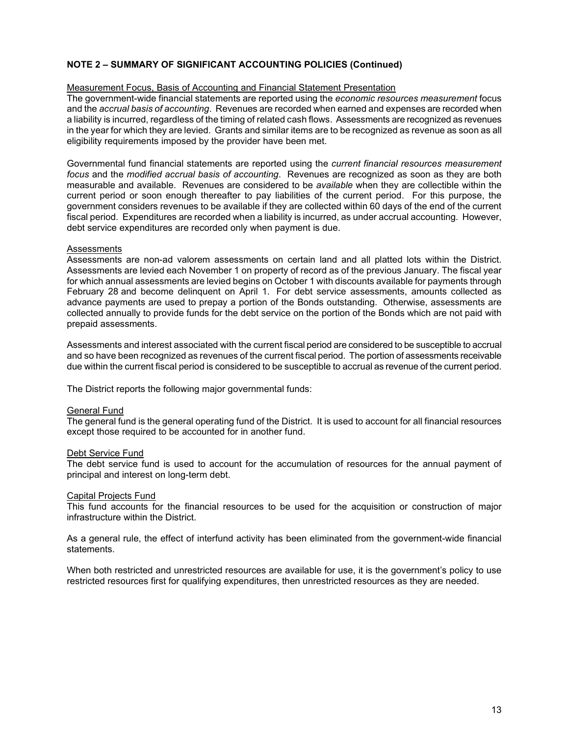**NOTE 2 – SUMMARY OF SIGNIFICANT ACCOUNTING POLICIES (Continued)**

Measurement Focus, Basis of Accounting and Financial Statement Presentation

The government-wide financial statements are reported using the *economic resources measurement* focus and the *accrual basis of accounting*. Revenues are recorded when earned and expenses are recorded when a liability is incurred, regardless of the timing of related cash flows. Assessments are recognized as revenues in the year for which they are levied. Grants and similar items are to be recognized as revenue as soon as all eligibility requirements imposed by the provider have been met.

Governmental fund financial statements are reported using the *current financial resources measurement focus* and the *modified accrual basis of accounting*. Revenues are recognized as soon as they are both measurable and available. Revenues are considered to be *available* when they are collectible within the current period or soon enough thereafter to pay liabilities of the current period. For this purpose, the government considers revenues to be available if they are collected within 60 days of the end of the current fiscal period. Expenditures are recorded when a liability is incurred, as under accrual accounting. However, debt service expenditures are recorded only when payment is due.

Assessments

Assessments are non-ad valorem assessments on certain land and all platted lots within the District. Assessments are levied each November 1 on property of record as of the previous January. The fiscal year for which annual assessments are levied begins on October 1 with discounts available for payments through February 28 and become delinquent on April 1. For debt service assessments, amounts collected as advance payments are used to prepay a portion of the Bonds outstanding. Otherwise, assessments are collected annually to provide funds for the debt service on the portion of the Bonds which are not paid with prepaid assessments.

Assessments and interest associated with the current fiscal period are considered to be susceptible to accrual and so have been recognized as revenues of the current fiscal period. The portion of assessments receivable due within the current fiscal period is considered to be susceptible to accrual as revenue of the current period.

The District reports the following major governmental funds:

General Fund

The general fund is the general operating fund of the District. It is used to account for all financial resources except those required to be accounted for in another fund.

Debt Service Fund

The debt service fund is used to account for the accumulation of resources for the annual payment of principal and interest on long-term debt.

Capital Projects Fund

This fund accounts for the financial resources to be used for the acquisition or construction of major infrastructure within the District.

As a general rule, the effect of interfund activity has been eliminated from the government-wide financial statements.

When both restricted and unrestricted resources are available for use, it is the government's policy to use restricted resources first for qualifying expenditures, then unrestricted resources as they are needed.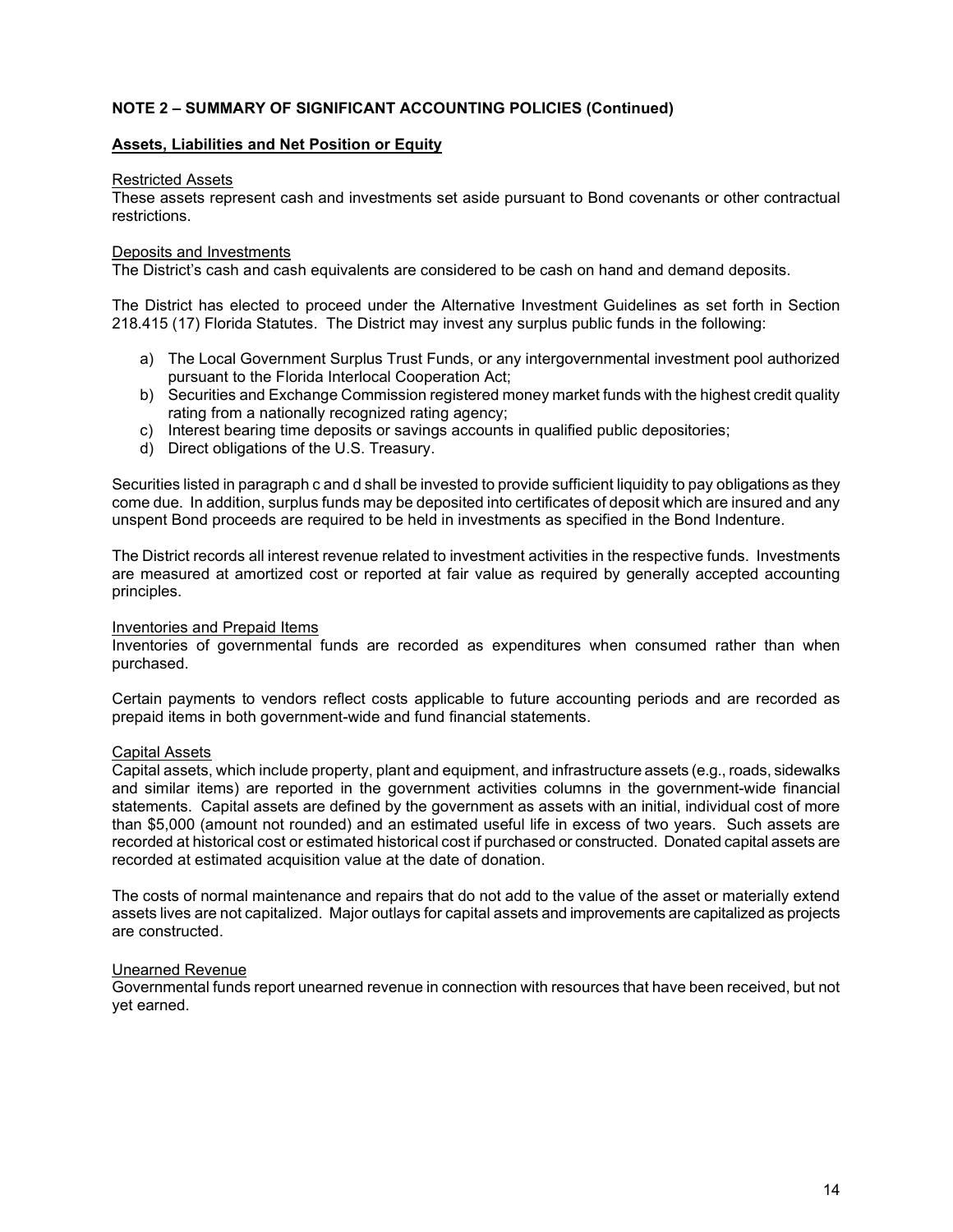**NOTE 2 – SUMMARY OF SIGNIFICANT ACCOUNTING POLICIES (Continued)**

**Assets, Liabilities and Net Position or Equity**

Restricted Assets
These assets represent cash and investments set aside pursuant to Bond covenants or other contractual restrictions.

Deposits and Investments
The District's cash and cash equivalents are considered to be cash on hand and demand deposits.

The District has elected to proceed under the Alternative Investment Guidelines as set forth in Section 218.415 (17) Florida Statutes. The District may invest any surplus public funds in the following:

a) The Local Government Surplus Trust Funds, or any intergovernmental investment pool authorized pursuant to the Florida Interlocal Cooperation Act;
b) Securities and Exchange Commission registered money market funds with the highest credit quality rating from a nationally recognized rating agency;
c) Interest bearing time deposits or savings accounts in qualified public depositories;
d) Direct obligations of the U.S. Treasury.

Securities listed in paragraph c and d shall be invested to provide sufficient liquidity to pay obligations as they come due. In addition, surplus funds may be deposited into certificates of deposit which are insured and any unspent Bond proceeds are required to be held in investments as specified in the Bond Indenture.

The District records all interest revenue related to investment activities in the respective funds. Investments are measured at amortized cost or reported at fair value as required by generally accepted accounting principles.

Inventories and Prepaid Items
Inventories of governmental funds are recorded as expenditures when consumed rather than when purchased.

Certain payments to vendors reflect costs applicable to future accounting periods and are recorded as prepaid items in both government-wide and fund financial statements.

Capital Assets
Capital assets, which include property, plant and equipment, and infrastructure assets (e.g., roads, sidewalks and similar items) are reported in the government activities columns in the government-wide financial statements. Capital assets are defined by the government as assets with an initial, individual cost of more than $5,000 (amount not rounded) and an estimated useful life in excess of two years. Such assets are recorded at historical cost or estimated historical cost if purchased or constructed. Donated capital assets are recorded at estimated acquisition value at the date of donation.

The costs of normal maintenance and repairs that do not add to the value of the asset or materially extend assets lives are not capitalized. Major outlays for capital assets and improvements are capitalized as projects are constructed.

Unearned Revenue
Governmental funds report unearned revenue in connection with resources that have been received, but not yet earned.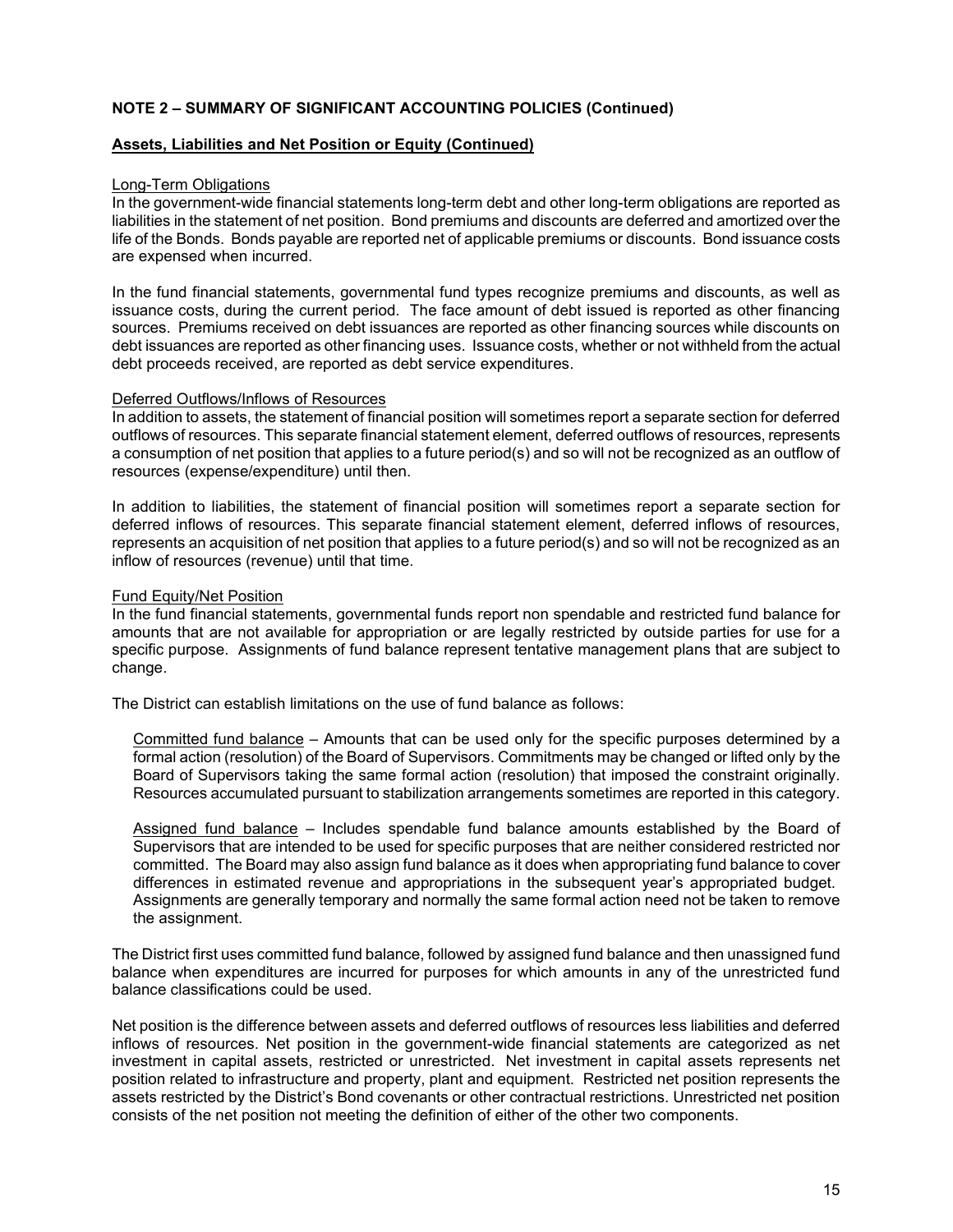**NOTE 2 – SUMMARY OF SIGNIFICANT ACCOUNTING POLICIES (Continued)**

**Assets, Liabilities and Net Position or Equity (Continued)**

Long-Term Obligations

In the government-wide financial statements long-term debt and other long-term obligations are reported as liabilities in the statement of net position. Bond premiums and discounts are deferred and amortized over the life of the Bonds. Bonds payable are reported net of applicable premiums or discounts. Bond issuance costs are expensed when incurred.

In the fund financial statements, governmental fund types recognize premiums and discounts, as well as issuance costs, during the current period. The face amount of debt issued is reported as other financing sources. Premiums received on debt issuances are reported as other financing sources while discounts on debt issuances are reported as other financing uses. Issuance costs, whether or not withheld from the actual debt proceeds received, are reported as debt service expenditures.

Deferred Outflows/Inflows of Resources

In addition to assets, the statement of financial position will sometimes report a separate section for deferred outflows of resources. This separate financial statement element, deferred outflows of resources, represents a consumption of net position that applies to a future period(s) and so will not be recognized as an outflow of resources (expense/expenditure) until then.

In addition to liabilities, the statement of financial position will sometimes report a separate section for deferred inflows of resources. This separate financial statement element, deferred inflows of resources, represents an acquisition of net position that applies to a future period(s) and so will not be recognized as an inflow of resources (revenue) until that time.

Fund Equity/Net Position

In the fund financial statements, governmental funds report non spendable and restricted fund balance for amounts that are not available for appropriation or are legally restricted by outside parties for use for a specific purpose. Assignments of fund balance represent tentative management plans that are subject to change.

The District can establish limitations on the use of fund balance as follows:

Committed fund balance – Amounts that can be used only for the specific purposes determined by a formal action (resolution) of the Board of Supervisors. Commitments may be changed or lifted only by the Board of Supervisors taking the same formal action (resolution) that imposed the constraint originally. Resources accumulated pursuant to stabilization arrangements sometimes are reported in this category.

Assigned fund balance – Includes spendable fund balance amounts established by the Board of Supervisors that are intended to be used for specific purposes that are neither considered restricted nor committed. The Board may also assign fund balance as it does when appropriating fund balance to cover differences in estimated revenue and appropriations in the subsequent year's appropriated budget. Assignments are generally temporary and normally the same formal action need not be taken to remove the assignment.

The District first uses committed fund balance, followed by assigned fund balance and then unassigned fund balance when expenditures are incurred for purposes for which amounts in any of the unrestricted fund balance classifications could be used.

Net position is the difference between assets and deferred outflows of resources less liabilities and deferred inflows of resources. Net position in the government-wide financial statements are categorized as net investment in capital assets, restricted or unrestricted. Net investment in capital assets represents net position related to infrastructure and property, plant and equipment. Restricted net position represents the assets restricted by the District's Bond covenants or other contractual restrictions. Unrestricted net position consists of the net position not meeting the definition of either of the other two components.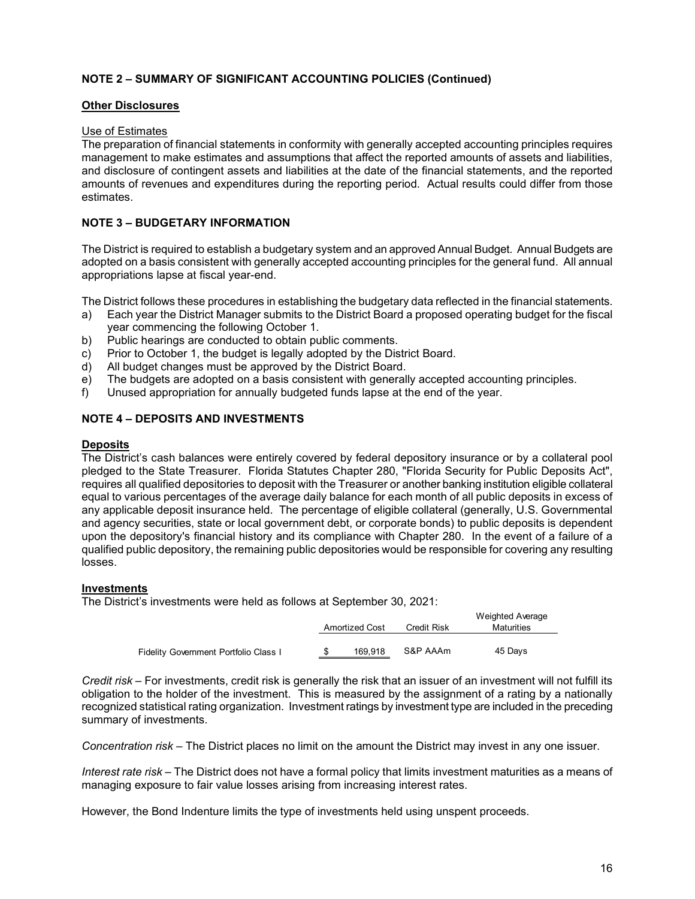## NOTE 2 – SUMMARY OF SIGNIFICANT ACCOUNTING POLICIES (Continued)

### Other Disclosures

Use of Estimates

The preparation of financial statements in conformity with generally accepted accounting principles requires management to make estimates and assumptions that affect the reported amounts of assets and liabilities, and disclosure of contingent assets and liabilities at the date of the financial statements, and the reported amounts of revenues and expenditures during the reporting period. Actual results could differ from those estimates.

## NOTE 3 – BUDGETARY INFORMATION

The District is required to establish a budgetary system and an approved Annual Budget. Annual Budgets are adopted on a basis consistent with generally accepted accounting principles for the general fund. All annual appropriations lapse at fiscal year-end.

The District follows these procedures in establishing the budgetary data reflected in the financial statements.

a) Each year the District Manager submits to the District Board a proposed operating budget for the fiscal year commencing the following October 1.
b) Public hearings are conducted to obtain public comments.
c) Prior to October 1, the budget is legally adopted by the District Board.
d) All budget changes must be approved by the District Board.
e) The budgets are adopted on a basis consistent with generally accepted accounting principles.
f) Unused appropriation for annually budgeted funds lapse at the end of the year.

## NOTE 4 – DEPOSITS AND INVESTMENTS

### Deposits

The District's cash balances were entirely covered by federal depository insurance or by a collateral pool pledged to the State Treasurer. Florida Statutes Chapter 280, "Florida Security for Public Deposits Act", requires all qualified depositories to deposit with the Treasurer or another banking institution eligible collateral equal to various percentages of the average daily balance for each month of all public deposits in excess of any applicable deposit insurance held. The percentage of eligible collateral (generally, U.S. Governmental and agency securities, state or local government debt, or corporate bonds) to public deposits is dependent upon the depository's financial history and its compliance with Chapter 280. In the event of a failure of a qualified public depository, the remaining public depositories would be responsible for covering any resulting losses.

### Investments

The District's investments were held as follows at September 30, 2021:

| | Amortized Cost | Credit Risk | Weighted Average Maturities |
|---|---|---|---|
| Fidelity Government Portfolio Class I | $ 169,918 | S&P AAAm | 45 Days |

*Credit risk* – For investments, credit risk is generally the risk that an issuer of an investment will not fulfill its obligation to the holder of the investment. This is measured by the assignment of a rating by a nationally recognized statistical rating organization. Investment ratings by investment type are included in the preceding summary of investments.

*Concentration risk* – The District places no limit on the amount the District may invest in any one issuer.

*Interest rate risk* – The District does not have a formal policy that limits investment maturities as a means of managing exposure to fair value losses arising from increasing interest rates.

However, the Bond Indenture limits the type of investments held using unspent proceeds.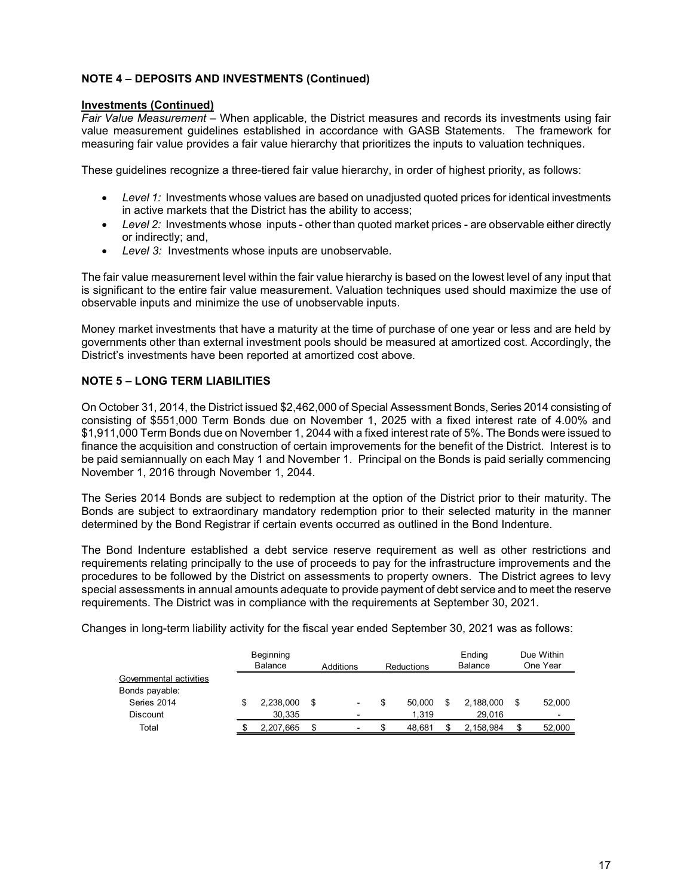**NOTE 4 – DEPOSITS AND INVESTMENTS (Continued)**

**Investments (Continued)**

*Fair Value Measurement* – When applicable, the District measures and records its investments using fair value measurement guidelines established in accordance with GASB Statements. The framework for measuring fair value provides a fair value hierarchy that prioritizes the inputs to valuation techniques.

These guidelines recognize a three-tiered fair value hierarchy, in order of highest priority, as follows:

- *Level 1:* Investments whose values are based on unadjusted quoted prices for identical investments in active markets that the District has the ability to access;
- *Level 2:* Investments whose inputs - other than quoted market prices - are observable either directly or indirectly; and,
- *Level 3:* Investments whose inputs are unobservable.

The fair value measurement level within the fair value hierarchy is based on the lowest level of any input that is significant to the entire fair value measurement. Valuation techniques used should maximize the use of observable inputs and minimize the use of unobservable inputs.

Money market investments that have a maturity at the time of purchase of one year or less and are held by governments other than external investment pools should be measured at amortized cost. Accordingly, the District's investments have been reported at amortized cost above.

**NOTE 5 – LONG TERM LIABILITIES**

On October 31, 2014, the District issued $2,462,000 of Special Assessment Bonds, Series 2014 consisting of consisting of $551,000 Term Bonds due on November 1, 2025 with a fixed interest rate of 4.00% and $1,911,000 Term Bonds due on November 1, 2044 with a fixed interest rate of 5%. The Bonds were issued to finance the acquisition and construction of certain improvements for the benefit of the District. Interest is to be paid semiannually on each May 1 and November 1. Principal on the Bonds is paid serially commencing November 1, 2016 through November 1, 2044.

The Series 2014 Bonds are subject to redemption at the option of the District prior to their maturity. The Bonds are subject to extraordinary mandatory redemption prior to their selected maturity in the manner determined by the Bond Registrar if certain events occurred as outlined in the Bond Indenture.

The Bond Indenture established a debt service reserve requirement as well as other restrictions and requirements relating principally to the use of proceeds to pay for the infrastructure improvements and the procedures to be followed by the District on assessments to property owners. The District agrees to levy special assessments in annual amounts adequate to provide payment of debt service and to meet the reserve requirements. The District was in compliance with the requirements at September 30, 2021.

Changes in long-term liability activity for the fiscal year ended September 30, 2021 was as follows:

| | Beginning Balance | Additions | Reductions | Ending Balance | Due Within One Year |
|---|---|---|---|---|---|
| Governmental activities | | | | | |
| Bonds payable: | | | | | |
| Series 2014 | $ 2,238,000 | $ - | $ 50,000 | $ 2,188,000 | $ 52,000 |
| Discount | 30,335 | - | 1,319 | 29,016 | - |
| Total | $ 2,207,665 | $ - | $ 48,681 | $ 2,158,984 | $ 52,000 |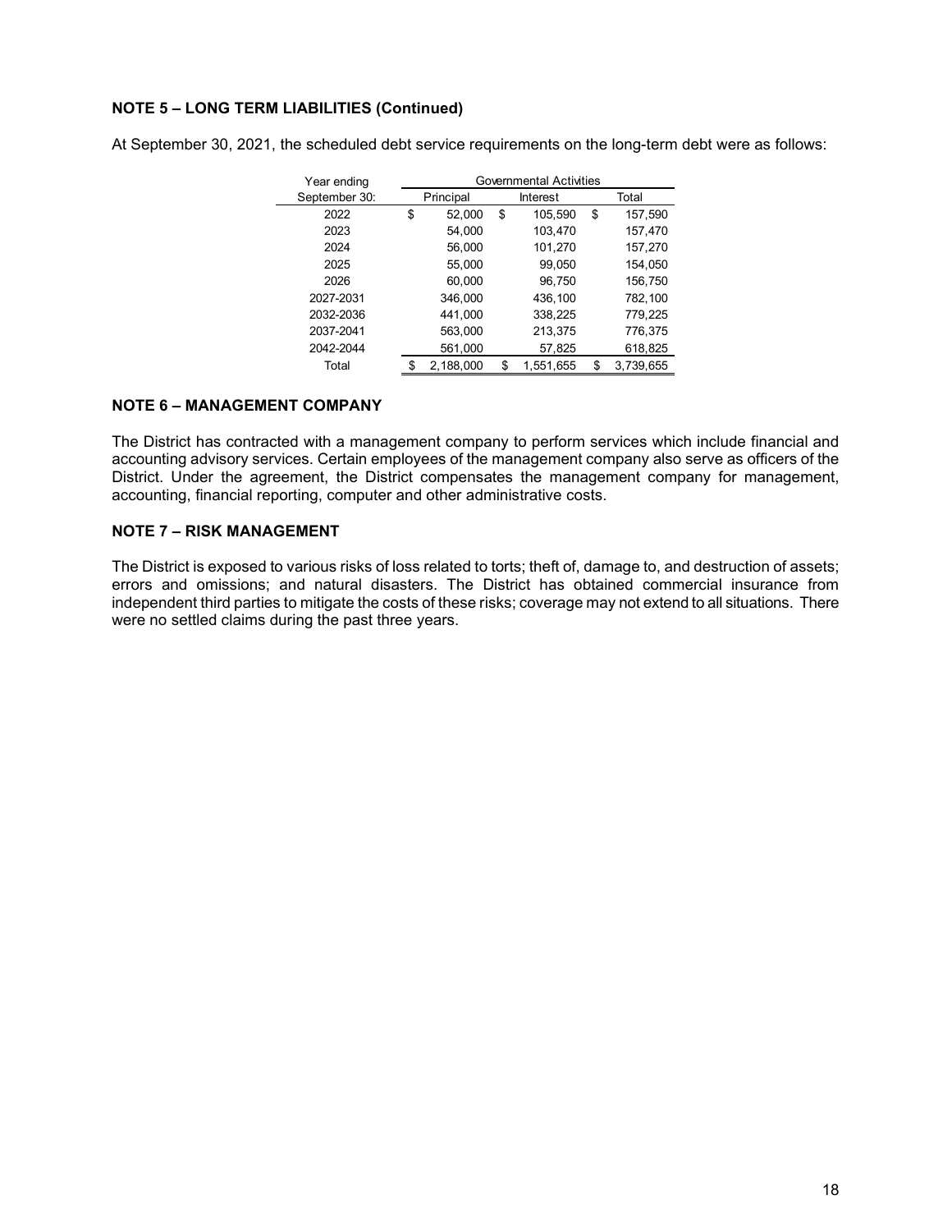### NOTE 5 – LONG TERM LIABILITIES (Continued)

At September 30, 2021, the scheduled debt service requirements on the long-term debt were as follows:

| Year ending | Governmental Activities | | |
|---|---|---|---|
| September 30: | Principal | Interest | Total |
| 2022 | $ 52,000 | $ 105,590 | $ 157,590 |
| 2023 | 54,000 | 103,470 | 157,470 |
| 2024 | 56,000 | 101,270 | 157,270 |
| 2025 | 55,000 | 99,050 | 154,050 |
| 2026 | 60,000 | 96,750 | 156,750 |
| 2027-2031 | 346,000 | 436,100 | 782,100 |
| 2032-2036 | 441,000 | 338,225 | 779,225 |
| 2037-2041 | 563,000 | 213,375 | 776,375 |
| 2042-2044 | 561,000 | 57,825 | 618,825 |
| Total | $ 2,188,000 | $ 1,551,655 | $ 3,739,655 |

### NOTE 6 – MANAGEMENT COMPANY

The District has contracted with a management company to perform services which include financial and accounting advisory services. Certain employees of the management company also serve as officers of the District. Under the agreement, the District compensates the management company for management, accounting, financial reporting, computer and other administrative costs.

### NOTE 7 – RISK MANAGEMENT

The District is exposed to various risks of loss related to torts; theft of, damage to, and destruction of assets; errors and omissions; and natural disasters. The District has obtained commercial insurance from independent third parties to mitigate the costs of these risks; coverage may not extend to all situations. There were no settled claims during the past three years.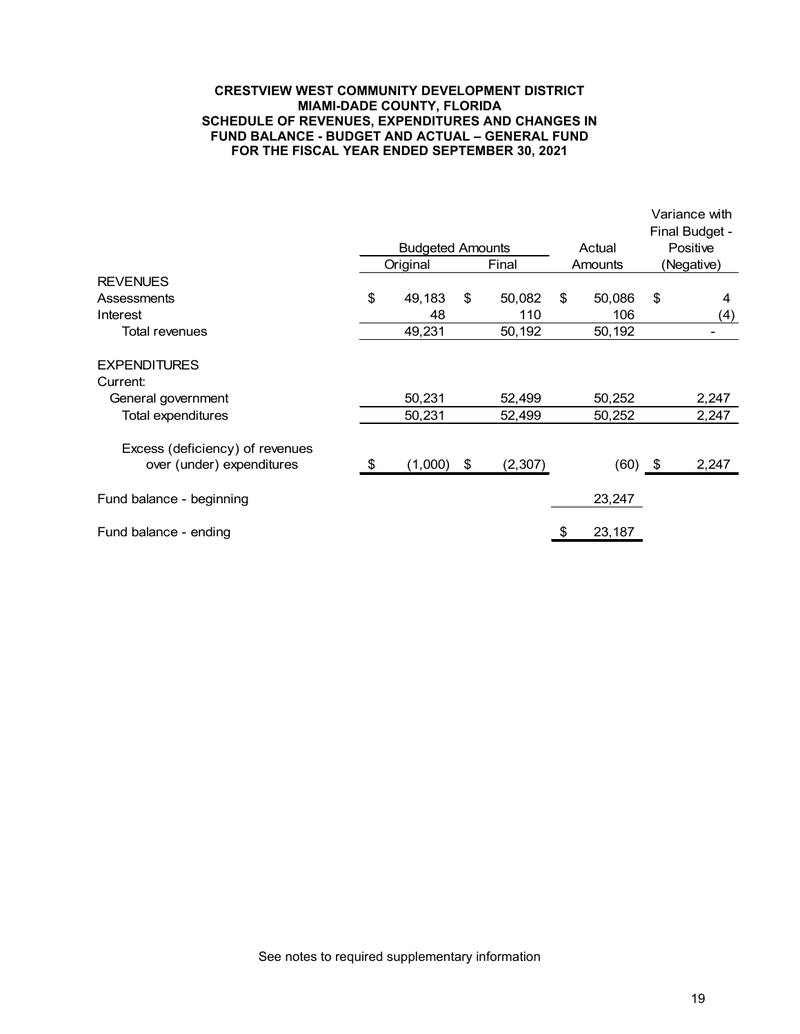**CRESTVIEW WEST COMMUNITY DEVELOPMENT DISTRICT**
**MIAMI-DADE COUNTY, FLORIDA**
**SCHEDULE OF REVENUES, EXPENDITURES AND CHANGES IN FUND BALANCE - BUDGET AND ACTUAL – GENERAL FUND**
**FOR THE FISCAL YEAR ENDED SEPTEMBER 30, 2021**

| | Budgeted Amounts | | Actual | Variance with Final Budget - Positive |
|---|---|---|---|---|
| | Original | Final | Amounts | (Negative) |
| **REVENUES** | | | | |
| Assessments | $ 49,183 | $ 50,082 | $ 50,086 | $ 4 |
| Interest | 48 | 110 | 106 | (4) |
| Total revenues | 49,231 | 50,192 | 50,192 | - |
| | | | | |
| **EXPENDITURES** | | | | |
| Current: | | | | |
| General government | 50,231 | 52,499 | 50,252 | 2,247 |
| Total expenditures | 50,231 | 52,499 | 50,252 | 2,247 |
| | | | | |
| Excess (deficiency) of revenues over (under) expenditures | $ (1,000) | $ (2,307) | (60) | $ 2,247 |
| | | | | |
| Fund balance - beginning | | | 23,247 | |
| | | | | |
| Fund balance - ending | | | $ 23,187 | |

See notes to required supplementary information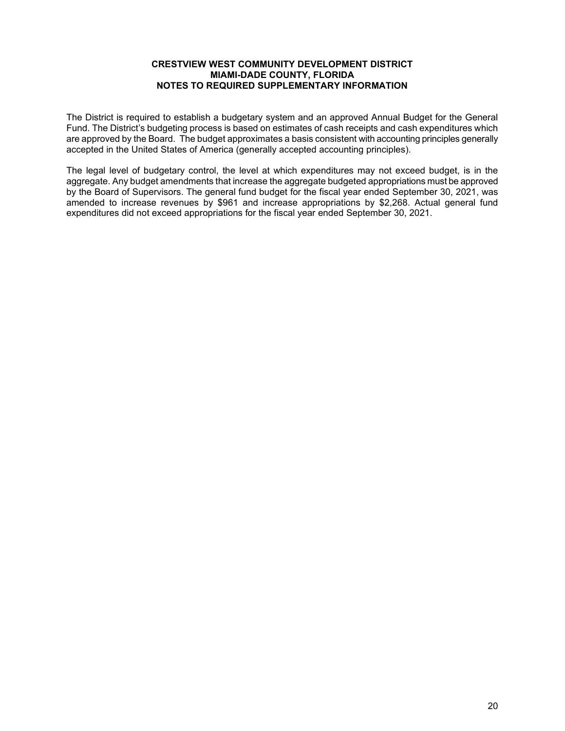**CRESTVIEW WEST COMMUNITY DEVELOPMENT DISTRICT**
**MIAMI-DADE COUNTY, FLORIDA**
**NOTES TO REQUIRED SUPPLEMENTARY INFORMATION**

The District is required to establish a budgetary system and an approved Annual Budget for the General Fund. The District's budgeting process is based on estimates of cash receipts and cash expenditures which are approved by the Board. The budget approximates a basis consistent with accounting principles generally accepted in the United States of America (generally accepted accounting principles).

The legal level of budgetary control, the level at which expenditures may not exceed budget, is in the aggregate. Any budget amendments that increase the aggregate budgeted appropriations must be approved by the Board of Supervisors. The general fund budget for the fiscal year ended September 30, 2021, was amended to increase revenues by $961 and increase appropriations by $2,268. Actual general fund expenditures did not exceed appropriations for the fiscal year ended September 30, 2021.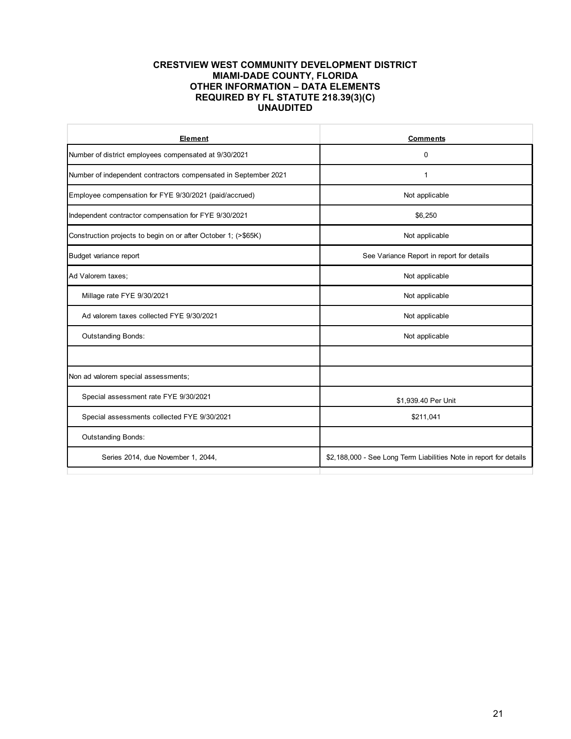**CRESTVIEW WEST COMMUNITY DEVELOPMENT DISTRICT**
**MIAMI-DADE COUNTY, FLORIDA**
**OTHER INFORMATION – DATA ELEMENTS**
**REQUIRED BY FL STATUTE 218.39(3)(C)**
**UNAUDITED**

| Element | Comments |
|---|---|
| Number of district employees compensated at 9/30/2021 | 0 |
| Number of independent contractors compensated in September 2021 | 1 |
| Employee compensation for FYE 9/30/2021 (paid/accrued) | Not applicable |
| Independent contractor compensation for FYE 9/30/2021 | $6,250 |
| Construction projects to begin on or after October 1; (>$65K) | Not applicable |
| Budget variance report | See Variance Report in report for details |
| Ad Valorem taxes; | Not applicable |
| Millage rate FYE 9/30/2021 | Not applicable |
| Ad valorem taxes collected FYE 9/30/2021 | Not applicable |
| Outstanding Bonds: | Not applicable |
| | |
| Non ad valorem special assessments; | |
| Special assessment rate FYE 9/30/2021 | $1,939.40 Per Unit |
| Special assessments collected FYE 9/30/2021 | $211,041 |
| Outstanding Bonds: | |
| Series 2014, due November 1, 2044, | $2,188,000 - See Long Term Liabilities Note in report for details |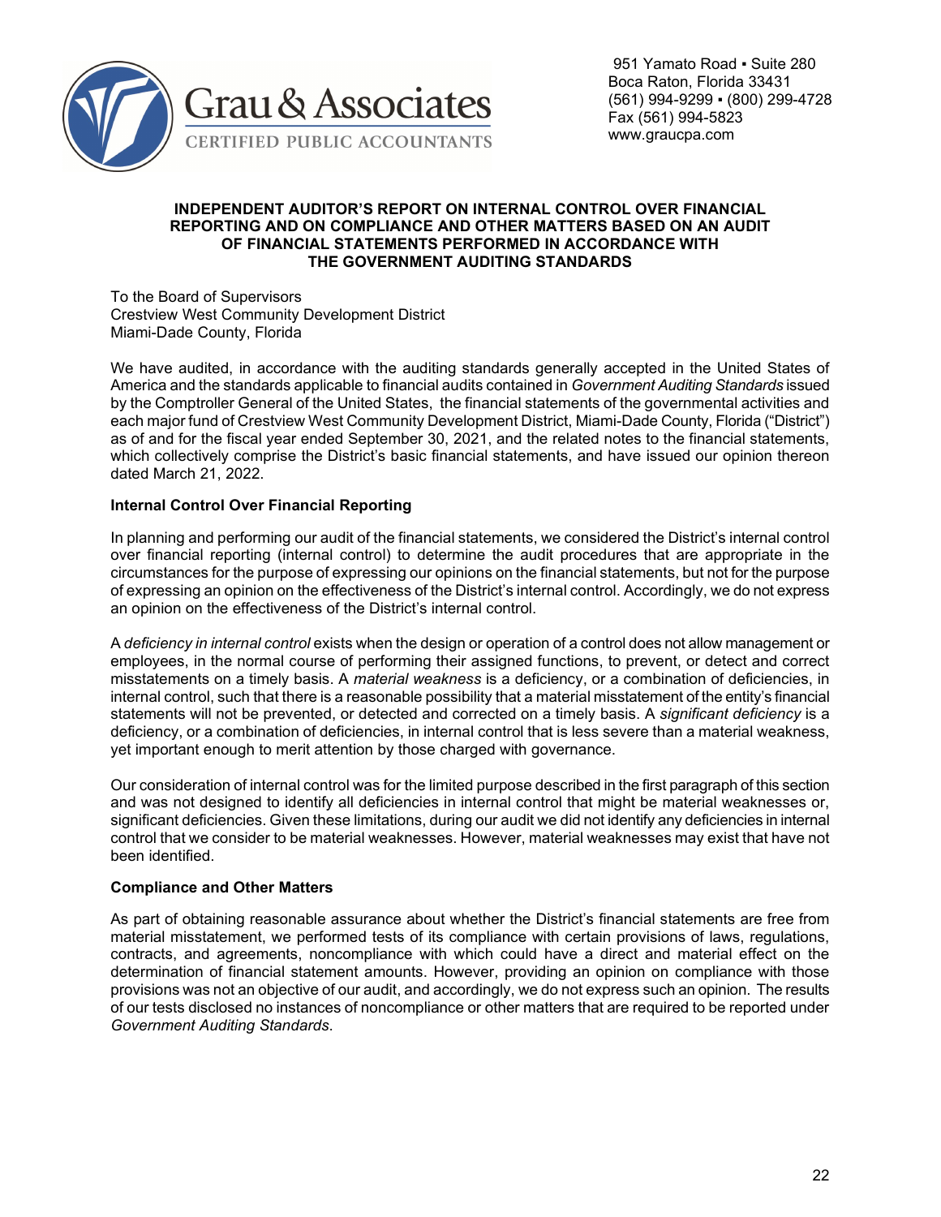Grau & Associates
CERTIFIED PUBLIC ACCOUNTANTS

951 Yamato Road ▪ Suite 280
Boca Raton, Florida 33431
(561) 994-9299 ▪ (800) 299-4728
Fax (561) 994-5823
www.graucpa.com

# INDEPENDENT AUDITOR'S REPORT ON INTERNAL CONTROL OVER FINANCIAL REPORTING AND ON COMPLIANCE AND OTHER MATTERS BASED ON AN AUDIT OF FINANCIAL STATEMENTS PERFORMED IN ACCORDANCE WITH THE GOVERNMENT AUDITING STANDARDS

To the Board of Supervisors
Crestview West Community Development District
Miami-Dade County, Florida

We have audited, in accordance with the auditing standards generally accepted in the United States of America and the standards applicable to financial audits contained in *Government Auditing Standards* issued by the Comptroller General of the United States, the financial statements of the governmental activities and each major fund of Crestview West Community Development District, Miami-Dade County, Florida ("District") as of and for the fiscal year ended September 30, 2021, and the related notes to the financial statements, which collectively comprise the District's basic financial statements, and have issued our opinion thereon dated March 21, 2022.

**Internal Control Over Financial Reporting**

In planning and performing our audit of the financial statements, we considered the District's internal control over financial reporting (internal control) to determine the audit procedures that are appropriate in the circumstances for the purpose of expressing our opinions on the financial statements, but not for the purpose of expressing an opinion on the effectiveness of the District's internal control. Accordingly, we do not express an opinion on the effectiveness of the District's internal control.

A *deficiency in internal control* exists when the design or operation of a control does not allow management or employees, in the normal course of performing their assigned functions, to prevent, or detect and correct misstatements on a timely basis. A *material weakness* is a deficiency, or a combination of deficiencies, in internal control, such that there is a reasonable possibility that a material misstatement of the entity's financial statements will not be prevented, or detected and corrected on a timely basis. A *significant deficiency* is a deficiency, or a combination of deficiencies, in internal control that is less severe than a material weakness, yet important enough to merit attention by those charged with governance.

Our consideration of internal control was for the limited purpose described in the first paragraph of this section and was not designed to identify all deficiencies in internal control that might be material weaknesses or, significant deficiencies. Given these limitations, during our audit we did not identify any deficiencies in internal control that we consider to be material weaknesses. However, material weaknesses may exist that have not been identified.

**Compliance and Other Matters**

As part of obtaining reasonable assurance about whether the District's financial statements are free from material misstatement, we performed tests of its compliance with certain provisions of laws, regulations, contracts, and agreements, noncompliance with which could have a direct and material effect on the determination of financial statement amounts. However, providing an opinion on compliance with those provisions was not an objective of our audit, and accordingly, we do not express such an opinion. The results of our tests disclosed no instances of noncompliance or other matters that are required to be reported under *Government Auditing Standards*.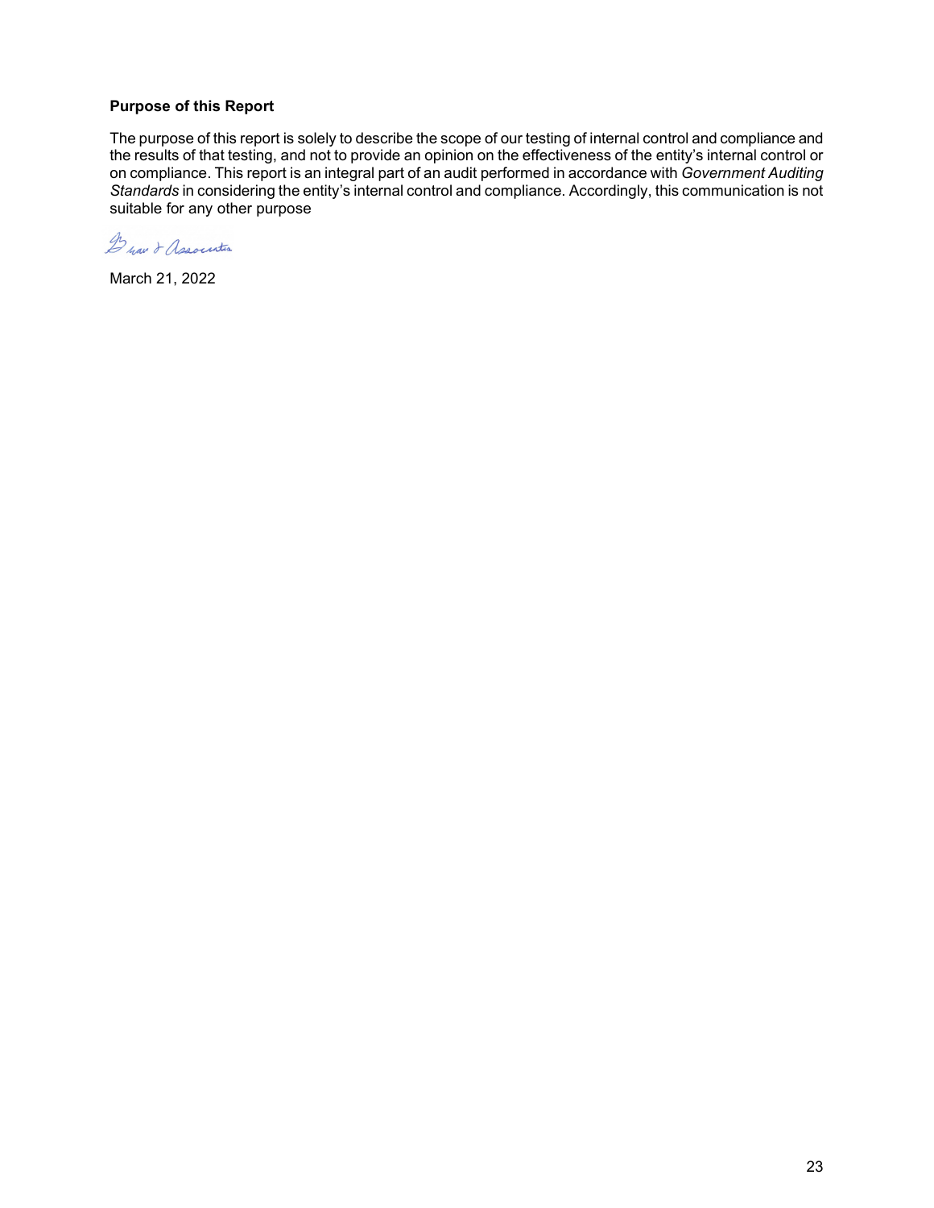**Purpose of this Report**

The purpose of this report is solely to describe the scope of our testing of internal control and compliance and the results of that testing, and not to provide an opinion on the effectiveness of the entity's internal control or on compliance. This report is an integral part of an audit performed in accordance with *Government Auditing Standards* in considering the entity's internal control and compliance. Accordingly, this communication is not suitable for any other purpose

Brown & Associates

March 21, 2022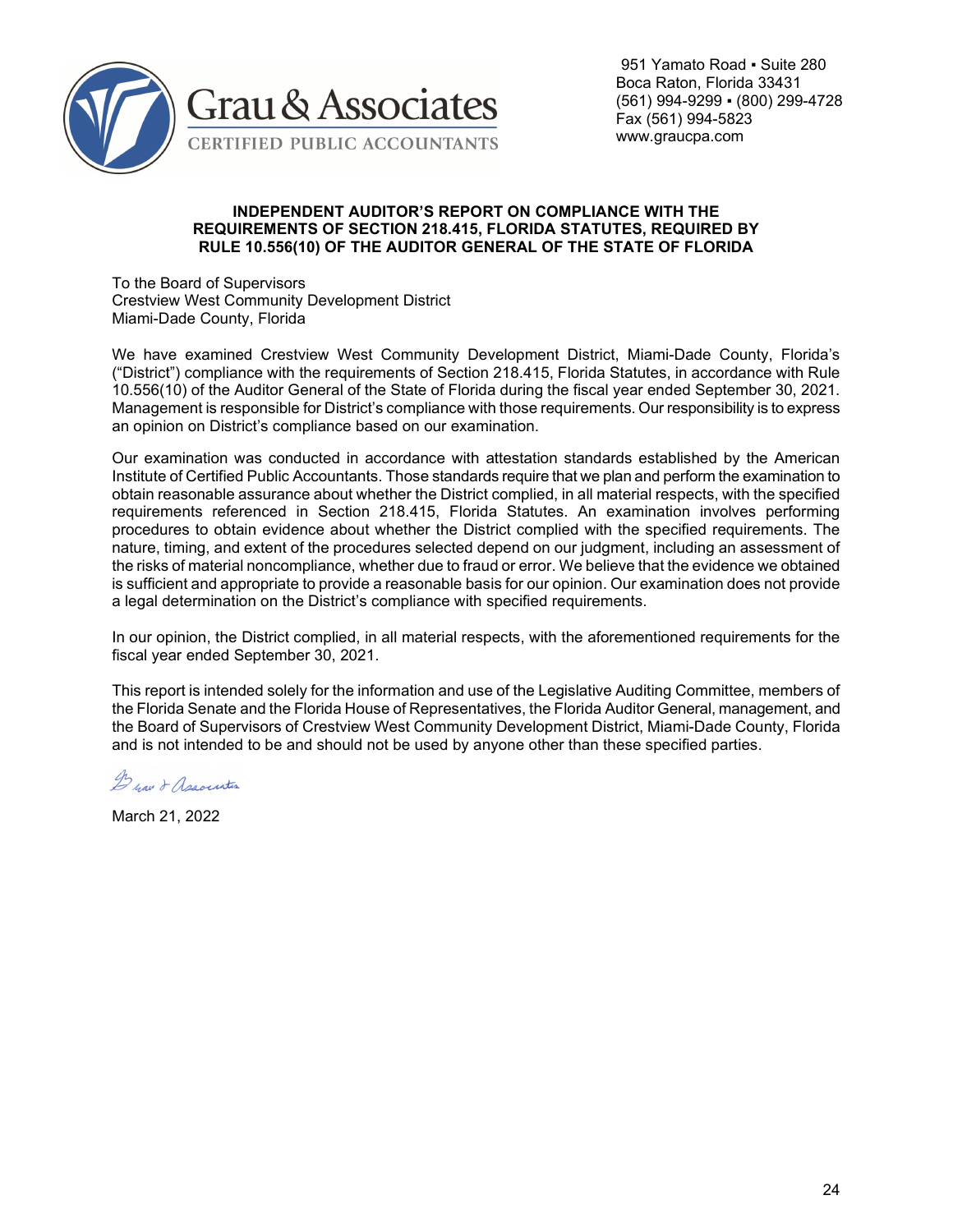Grau & Associates
CERTIFIED PUBLIC ACCOUNTANTS

951 Yamato Road ▪ Suite 280
Boca Raton, Florida 33431
(561) 994-9299 ▪ (800) 299-4728
Fax (561) 994-5823
www.graucpa.com

**INDEPENDENT AUDITOR'S REPORT ON COMPLIANCE WITH THE REQUIREMENTS OF SECTION 218.415, FLORIDA STATUTES, REQUIRED BY RULE 10.556(10) OF THE AUDITOR GENERAL OF THE STATE OF FLORIDA**

To the Board of Supervisors
Crestview West Community Development District
Miami-Dade County, Florida

We have examined Crestview West Community Development District, Miami-Dade County, Florida's ("District") compliance with the requirements of Section 218.415, Florida Statutes, in accordance with Rule 10.556(10) of the Auditor General of the State of Florida during the fiscal year ended September 30, 2021. Management is responsible for District's compliance with those requirements. Our responsibility is to express an opinion on District's compliance based on our examination.

Our examination was conducted in accordance with attestation standards established by the American Institute of Certified Public Accountants. Those standards require that we plan and perform the examination to obtain reasonable assurance about whether the District complied, in all material respects, with the specified requirements referenced in Section 218.415, Florida Statutes. An examination involves performing procedures to obtain evidence about whether the District complied with the specified requirements. The nature, timing, and extent of the procedures selected depend on our judgment, including an assessment of the risks of material noncompliance, whether due to fraud or error. We believe that the evidence we obtained is sufficient and appropriate to provide a reasonable basis for our opinion. Our examination does not provide a legal determination on the District's compliance with specified requirements.

In our opinion, the District complied, in all material respects, with the aforementioned requirements for the fiscal year ended September 30, 2021.

This report is intended solely for the information and use of the Legislative Auditing Committee, members of the Florida Senate and the Florida House of Representatives, the Florida Auditor General, management, and the Board of Supervisors of Crestview West Community Development District, Miami-Dade County, Florida and is not intended to be and should not be used by anyone other than these specified parties.

Grau & Associates

March 21, 2022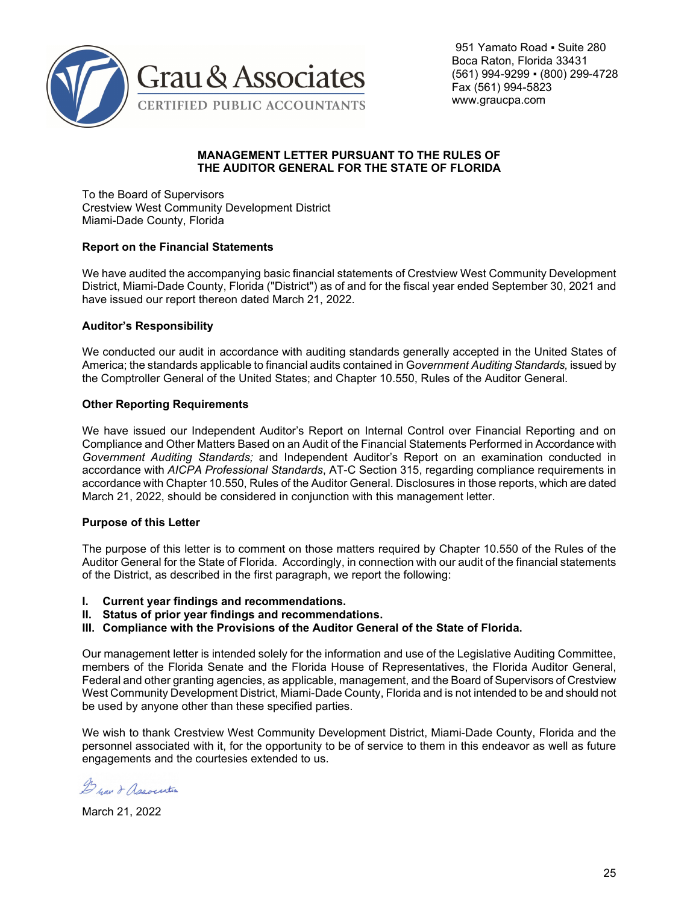Grau & Associates
CERTIFIED PUBLIC ACCOUNTANTS

951 Yamato Road ▪ Suite 280
Boca Raton, Florida 33431
(561) 994-9299 ▪ (800) 299-4728
Fax (561) 994-5823
www.graucpa.com

## MANAGEMENT LETTER PURSUANT TO THE RULES OF THE AUDITOR GENERAL FOR THE STATE OF FLORIDA

To the Board of Supervisors
Crestview West Community Development District
Miami-Dade County, Florida

### Report on the Financial Statements

We have audited the accompanying basic financial statements of Crestview West Community Development District, Miami-Dade County, Florida ("District") as of and for the fiscal year ended September 30, 2021 and have issued our report thereon dated March 21, 2022.

### Auditor's Responsibility

We conducted our audit in accordance with auditing standards generally accepted in the United States of America; the standards applicable to financial audits contained in G*overnment Auditing Standards,* issued by the Comptroller General of the United States; and Chapter 10.550, Rules of the Auditor General.

### Other Reporting Requirements

We have issued our Independent Auditor's Report on Internal Control over Financial Reporting and on Compliance and Other Matters Based on an Audit of the Financial Statements Performed in Accordance with *Government Auditing Standards;* and Independent Auditor's Report on an examination conducted in accordance with *AICPA Professional Standards*, AT-C Section 315, regarding compliance requirements in accordance with Chapter 10.550, Rules of the Auditor General. Disclosures in those reports, which are dated March 21, 2022, should be considered in conjunction with this management letter.

### Purpose of this Letter

The purpose of this letter is to comment on those matters required by Chapter 10.550 of the Rules of the Auditor General for the State of Florida. Accordingly, in connection with our audit of the financial statements of the District, as described in the first paragraph, we report the following:

**I. Current year findings and recommendations.**
**II. Status of prior year findings and recommendations.**
**III. Compliance with the Provisions of the Auditor General of the State of Florida.**

Our management letter is intended solely for the information and use of the Legislative Auditing Committee, members of the Florida Senate and the Florida House of Representatives, the Florida Auditor General, Federal and other granting agencies, as applicable, management, and the Board of Supervisors of Crestview West Community Development District, Miami-Dade County, Florida and is not intended to be and should not be used by anyone other than these specified parties.

We wish to thank Crestview West Community Development District, Miami-Dade County, Florida and the personnel associated with it, for the opportunity to be of service to them in this endeavor as well as future engagements and the courtesies extended to us.

*Grau & Associates*

March 21, 2022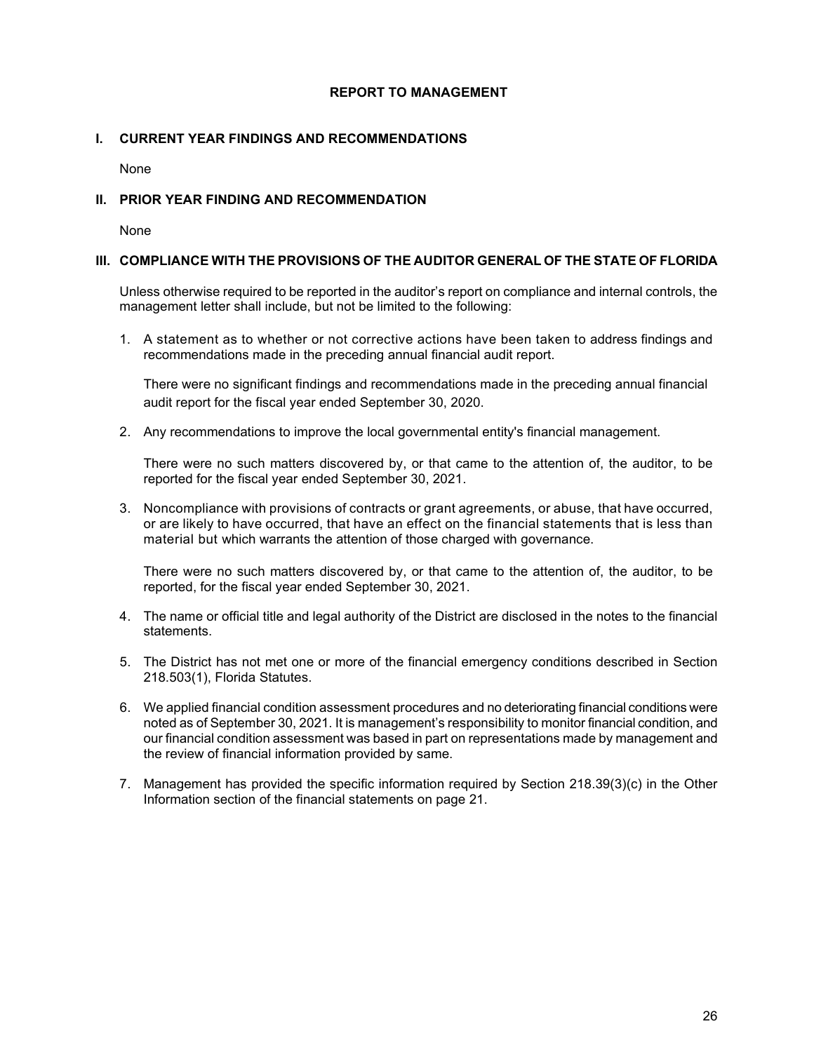# REPORT TO MANAGEMENT

## I. CURRENT YEAR FINDINGS AND RECOMMENDATIONS

None

## II. PRIOR YEAR FINDING AND RECOMMENDATION

None

## III. COMPLIANCE WITH THE PROVISIONS OF THE AUDITOR GENERAL OF THE STATE OF FLORIDA

Unless otherwise required to be reported in the auditor's report on compliance and internal controls, the management letter shall include, but not be limited to the following:

1. A statement as to whether or not corrective actions have been taken to address findings and recommendations made in the preceding annual financial audit report.

   There were no significant findings and recommendations made in the preceding annual financial audit report for the fiscal year ended September 30, 2020.

2. Any recommendations to improve the local governmental entity's financial management.

   There were no such matters discovered by, or that came to the attention of, the auditor, to be reported for the fiscal year ended September 30, 2021.

3. Noncompliance with provisions of contracts or grant agreements, or abuse, that have occurred, or are likely to have occurred, that have an effect on the financial statements that is less than material but which warrants the attention of those charged with governance.

   There were no such matters discovered by, or that came to the attention of, the auditor, to be reported, for the fiscal year ended September 30, 2021.

4. The name or official title and legal authority of the District are disclosed in the notes to the financial statements.

5. The District has not met one or more of the financial emergency conditions described in Section 218.503(1), Florida Statutes.

6. We applied financial condition assessment procedures and no deteriorating financial conditions were noted as of September 30, 2021. It is management's responsibility to monitor financial condition, and our financial condition assessment was based in part on representations made by management and the review of financial information provided by same.

7. Management has provided the specific information required by Section 218.39(3)(c) in the Other Information section of the financial statements on page 21.